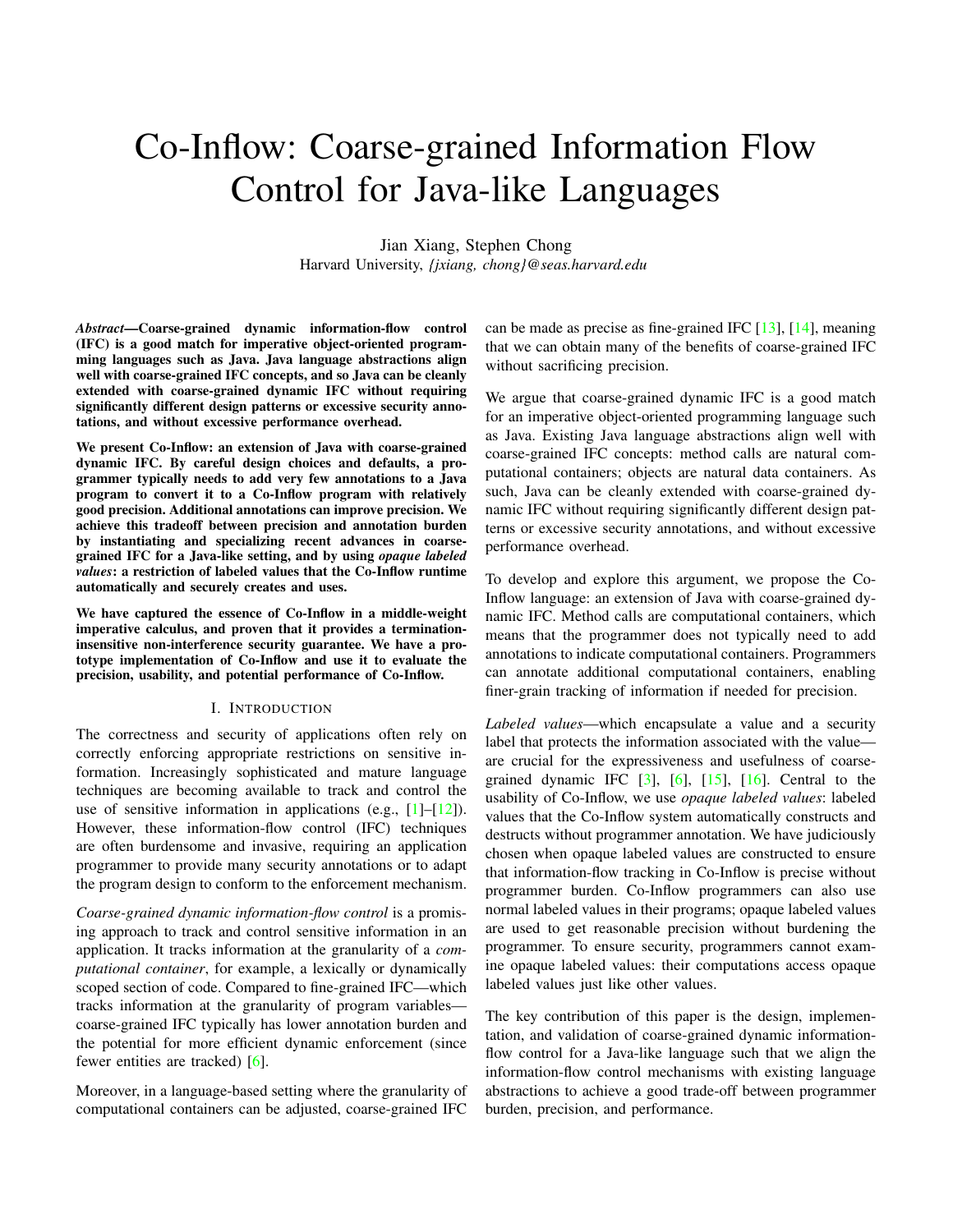# Co-Inflow: Coarse-grained Information Flow Control for Java-like Languages

Jian Xiang, Stephen Chong
Harvard University, *{jxiang, chong}@seas.harvard.edu*

***Abstract*—Coarse-grained dynamic information-flow control (IFC) is a good match for imperative object-oriented programming languages such as Java. Java language abstractions align well with coarse-grained IFC concepts, and so Java can be cleanly extended with coarse-grained dynamic IFC without requiring significantly different design patterns or excessive security annotations, and without excessive performance overhead.**

**We present Co-Inflow: an extension of Java with coarse-grained dynamic IFC. By careful design choices and defaults, a programmer typically needs to add very few annotations to a Java program to convert it to a Co-Inflow program with relatively good precision. Additional annotations can improve precision. We achieve this tradeoff between precision and annotation burden by instantiating and specializing recent advances in coarse-grained IFC for a Java-like setting, and by using *opaque labeled values*: a restriction of labeled values that the Co-Inflow runtime automatically and securely creates and uses.**

**We have captured the essence of Co-Inflow in a middle-weight imperative calculus, and proven that it provides a termination-insensitive non-interference security guarantee. We have a prototype implementation of Co-Inflow and use it to evaluate the precision, usability, and potential performance of Co-Inflow.**

## I. Introduction

The correctness and security of applications often rely on correctly enforcing appropriate restrictions on sensitive information. Increasingly sophisticated and mature language techniques are becoming available to track and control the use of sensitive information in applications (e.g., [1]–[12]). However, these information-flow control (IFC) techniques are often burdensome and invasive, requiring an application programmer to provide many security annotations or to adapt the program design to conform to the enforcement mechanism.

*Coarse-grained dynamic information-flow control* is a promising approach to track and control sensitive information in an application. It tracks information at the granularity of a *computational container*, for example, a lexically or dynamically scoped section of code. Compared to fine-grained IFC—which tracks information at the granularity of program variables—coarse-grained IFC typically has lower annotation burden and the potential for more efficient dynamic enforcement (since fewer entities are tracked) [6].

Moreover, in a language-based setting where the granularity of computational containers can be adjusted, coarse-grained IFC can be made as precise as fine-grained IFC [13], [14], meaning that we can obtain many of the benefits of coarse-grained IFC without sacrificing precision.

We argue that coarse-grained dynamic IFC is a good match for an imperative object-oriented programming language such as Java. Existing Java language abstractions align well with coarse-grained IFC concepts: method calls are natural computational containers; objects are natural data containers. As such, Java can be cleanly extended with coarse-grained dynamic IFC without requiring significantly different design patterns or excessive security annotations, and without excessive performance overhead.

To develop and explore this argument, we propose the Co-Inflow language: an extension of Java with coarse-grained dynamic IFC. Method calls are computational containers, which means that the programmer does not typically need to add annotations to indicate computational containers. Programmers can annotate additional computational containers, enabling finer-grain tracking of information if needed for precision.

*Labeled values*—which encapsulate a value and a security label that protects the information associated with the value—are crucial for the expressiveness and usefulness of coarse-grained dynamic IFC [3], [6], [15], [16]. Central to the usability of Co-Inflow, we use *opaque labeled values*: labeled values that the Co-Inflow system automatically constructs and destructs without programmer annotation. We have judiciously chosen when opaque labeled values are constructed to ensure that information-flow tracking in Co-Inflow is precise without programmer burden. Co-Inflow programmers can also use normal labeled values in their programs; opaque labeled values are used to get reasonable precision without burdening the programmer. To ensure security, programmers cannot examine opaque labeled values: their computations access opaque labeled values just like other values.

The key contribution of this paper is the design, implementation, and validation of coarse-grained dynamic information-flow control for a Java-like language such that we align the information-flow control mechanisms with existing language abstractions to achieve a good trade-off between programmer burden, precision, and performance.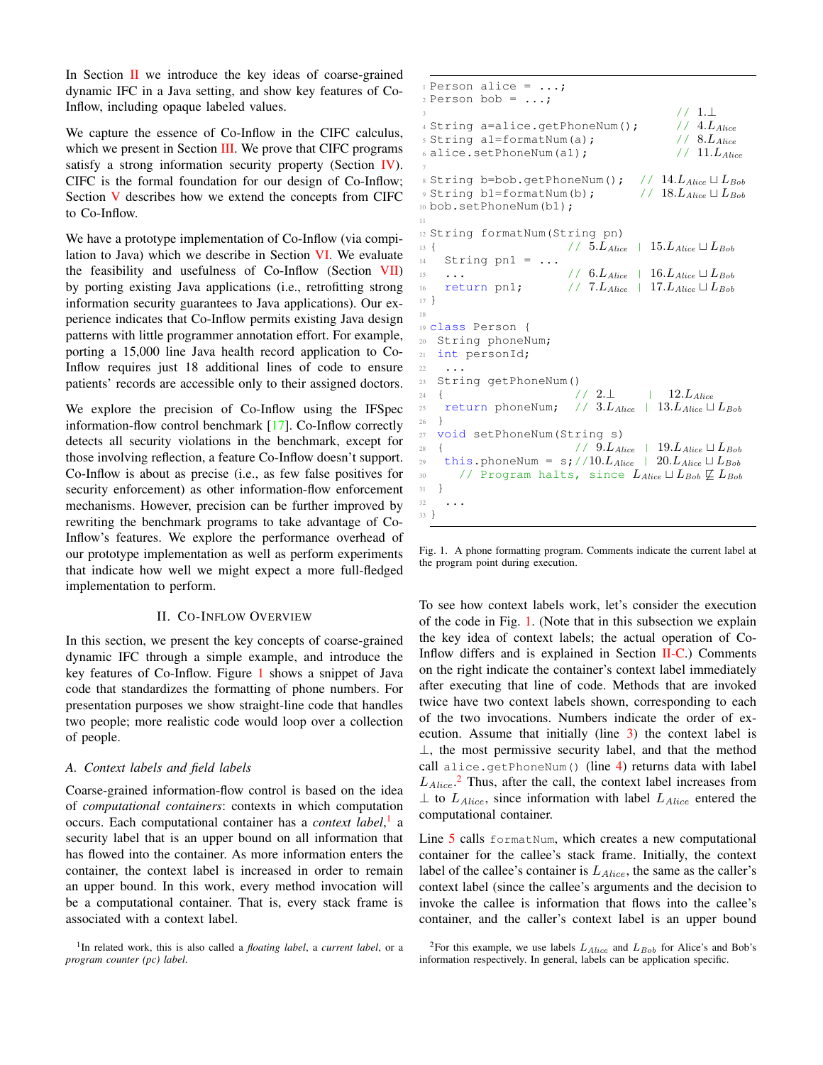In Section II we introduce the key ideas of coarse-grained dynamic IFC in a Java setting, and show key features of Co-Inflow, including opaque labeled values.

We capture the essence of Co-Inflow in the CIFC calculus, which we present in Section III. We prove that CIFC programs satisfy a strong information security property (Section IV). CIFC is the formal foundation for our design of Co-Inflow; Section V describes how we extend the concepts from CIFC to Co-Inflow.

We have a prototype implementation of Co-Inflow (via compilation to Java) which we describe in Section VI. We evaluate the feasibility and usefulness of Co-Inflow (Section VII) by porting existing Java applications (i.e., retrofitting strong information security guarantees to Java applications). Our experience indicates that Co-Inflow permits existing Java design patterns with little programmer annotation effort. For example, porting a 15,000 line Java health record application to Co-Inflow requires just 18 additional lines of code to ensure patients' records are accessible only to their assigned doctors.

We explore the precision of Co-Inflow using the IFSpec information-flow control benchmark [17]. Co-Inflow correctly detects all security violations in the benchmark, except for those involving reflection, a feature Co-Inflow doesn't support. Co-Inflow is about as precise (i.e., as few false positives for security enforcement) as other information-flow enforcement mechanisms. However, precision can be further improved by rewriting the benchmark programs to take advantage of Co-Inflow's features. We explore the performance overhead of our prototype implementation as well as perform experiments that indicate how well we might expect a more full-fledged implementation to perform.

## II. Co-Inflow Overview

In this section, we present the key concepts of coarse-grained dynamic IFC through a simple example, and introduce the key features of Co-Inflow. Figure 1 shows a snippet of Java code that standardizes the formatting of phone numbers. For presentation purposes we show straight-line code that handles two people; more realistic code would loop over a collection of people.

### A. Context labels and field labels

Coarse-grained information-flow control is based on the idea of *computational containers*: contexts in which computation occurs. Each computational container has a *context label*,[1] a security label that is an upper bound on all information that has flowed into the container. As more information enters the container, the context label is increased in order to remain an upper bound. In this work, every method invocation will be a computational container. That is, every stack frame is associated with a context label.

[1] In related work, this is also called a *floating label*, a *current label*, or a *program counter (pc) label*.

```
1  Person alice = ...;
2  Person bob = ...;
3                                         // 1.⊥
4  String a=alice.getPhoneNum();          // 4.L_Alice
5  String a1=formatNum(a);                // 8.L_Alice
6  alice.setPhoneNum(a1);                 // 11.L_Alice
7
8  String b=bob.getPhoneNum();   // 14.L_Alice ⊔ L_Bob
9  String b1=formatNum(b);       // 18.L_Alice ⊔ L_Bob
10 bob.setPhoneNum(b1);
11
12 String formatNum(String pn)
13 {                    // 5.L_Alice  | 15.L_Alice ⊔ L_Bob
14   String pn1 = ...
15   ...                // 6.L_Alice  | 16.L_Alice ⊔ L_Bob
16   return pn1;        // 7.L_Alice  | 17.L_Alice ⊔ L_Bob
17 }
18
19 class Person {
20  String phoneNum;
21  int personId;
22   ...
23  String getPhoneNum()
24  {                     // 2.⊥      |  12.L_Alice
25   return phoneNum;     // 3.L_Alice | 13.L_Alice ⊔ L_Bob
26  }
27  void setPhoneNum(String s)
28  {                     // 9.L_Alice | 19.L_Alice ⊔ L_Bob
29   this.phoneNum = s;//10.L_Alice | 20.L_Alice ⊔ L_Bob
30     // Program halts, since L_Alice ⊔ L_Bob ⋢ L_Bob
31  }
32   ...
33 }
```

Fig. 1. A phone formatting program. Comments indicate the current label at the program point during execution.

To see how context labels work, let's consider the execution of the code in Fig. 1. (Note that in this subsection we explain the key idea of context labels; the actual operation of Co-Inflow differs and is explained in Section II-C.) Comments on the right indicate the container's context label immediately after executing that line of code. Methods that are invoked twice have two context labels shown, corresponding to each of the two invocations. Numbers indicate the order of execution. Assume that initially (line 3) the context label is $\bot$, the most permissive security label, and that the method call `alice.getPhoneNum()` (line 4) returns data with label $L_{Alice}$.[2] Thus, after the call, the context label increases from $\bot$ to $L_{Alice}$, since information with label $L_{Alice}$ entered the computational container.

Line 5 calls `formatNum`, which creates a new computational container for the callee's stack frame. Initially, the context label of the callee's container is $L_{Alice}$, the same as the caller's context label (since the callee's arguments and the decision to invoke the callee is information that flows into the callee's container, and the caller's context label is an upper bound

[2] For this example, we use labels $L_{Alice}$ and $L_{Bob}$ for Alice's and Bob's information respectively. In general, labels can be application specific.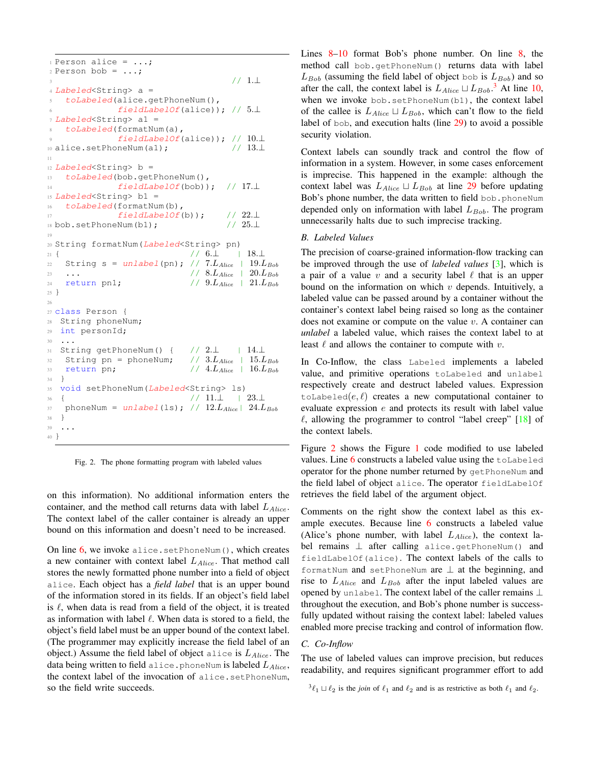```
1  Person alice = ...;
2  Person bob = ...;
3                                      // 1.⊥
4  Labeled<String> a =
5    toLabeled(alice.getPhoneNum(),
6              fieldLabelOf(alice)); // 5.⊥
7  Labeled<String> a1 =
8    toLabeled(formatNum(a),
9              fieldLabelOf(alice)); // 10.⊥
10 alice.setPhoneNum(a1);              // 13.⊥
11
12 Labeled<String> b =
13   toLabeled(bob.getPhoneNum(),
14             fieldLabelOf(bob));   // 17.⊥
15 Labeled<String> b1 =
16   toLabeled(formatNum(b),
17             fieldLabelOf(b));     // 22.⊥
18 bob.setPhoneNum(b1);              // 25.⊥
19
20 String formatNum(Labeled<String> pn)
21 {                             // 6.⊥       | 18.⊥
22   String s = unlabel(pn);     // 7.L_Alice | 19.L_Bob
23   ...                         // 8.L_Alice | 20.L_Bob
24   return pn1;                 // 9.L_Alice | 21.L_Bob
25 }
26
27 class Person {
28  String phoneNum;
29  int personId;
30  ...
31  String getPhoneNum() {    // 2.⊥       | 14.⊥
32   String pn = phoneNum;    // 3.L_Alice | 15.L_Bob
33   return pn;               // 4.L_Alice | 16.L_Bob
34  }
35  void setPhoneNum(Labeled<String> ls)
36  {                          // 11.⊥       | 23.⊥
37   phoneNum = unlabel(ls);   // 12.L_Alice | 24.L_Bob
38  }
39  ...
40 }
```

Fig. 2. The phone formatting program with labeled values

on this information). No additional information enters the container, and the method call returns data with label $L_{Alice}$. The context label of the caller container is already an upper bound on this information and doesn't need to be increased.

On line 6, we invoke `alice.setPhoneNum()`, which creates a new container with context label $L_{Alice}$. That method call stores the newly formatted phone number into a field of object `alice`. Each object has a ***field label*** that is an upper bound of the information stored in its fields. If an object's field label is $\ell$, when data is read from a field of the object, it is treated as information with label $\ell$. When data is stored to a field, the object's field label must be an upper bound of the context label. (The programmer may explicitly increase the field label of an object.) Assume the field label of object `alice` is $L_{Alice}$. The data being written to field `alice.phoneNum` is labeled $L_{Alice}$, the context label of the invocation of `alice.setPhoneNum`, so the field write succeeds.

Lines 8–10 format Bob's phone number. On line 8, the method call `bob.getPhoneNum()` returns data with label $L_{Bob}$ (assuming the field label of object `bob` is $L_{Bob}$) and so after the call, the context label is $L_{Alice} \sqcup L_{Bob}$.[3] At line 10, when we invoke `bob.setPhoneNum(b1)`, the context label of the callee is $L_{Alice} \sqcup L_{Bob}$, which can't flow to the field label of `bob`, and execution halts (line 29) to avoid a possible security violation.

Context labels can soundly track and control the flow of information in a system. However, in some cases enforcement is imprecise. This happened in the example: although the context label was $L_{Alice} \sqcup L_{Bob}$ at line 29 before updating Bob's phone number, the data written to field `bob.phoneNum` depended only on information with label $L_{Bob}$. The program unnecessarily halts due to such imprecise tracking.

### B. Labeled Values

The precision of coarse-grained information-flow tracking can be improved through the use of *labeled values* [3], which is a pair of a value $v$ and a security label $\ell$ that is an upper bound on the information on which $v$ depends. Intuitively, a labeled value can be passed around by a container without the container's context label being raised so long as the container does not examine or compute on the value $v$. A container can ***unlabel*** a labeled value, which raises the context label to at least $\ell$ and allows the container to compute with $v$.

In Co-Inflow, the class `Labeled` implements a labeled value, and primitive operations `toLabeled` and `unlabel` respectively create and destruct labeled values. Expression `toLabeled`$(e, \ell)$ creates a new computational container to evaluate expression $e$ and protects its result with label value $\ell$, allowing the programmer to control "label creep" [18] of the context labels.

Figure 2 shows the Figure 1 code modified to use labeled values. Line 6 constructs a labeled value using the `toLabeled` operator for the phone number returned by `getPhoneNum` and the field label of object `alice`. The operator `fieldLabelOf` retrieves the field label of the argument object.

Comments on the right show the context label as this example executes. Because line 6 constructs a labeled value (Alice's phone number, with label $L_{Alice}$), the context label remains $\perp$ after calling `alice.getPhoneNum()` and `fieldLabelOf(alice)`. The context labels of the calls to `formatNum` and `setPhoneNum` are $\perp$ at the beginning, and rise to $L_{Alice}$ and $L_{Bob}$ after the input labeled values are opened by `unlabel`. The context label of the caller remains $\perp$ throughout the execution, and Bob's phone number is successfully updated without raising the context label: labeled values enabled more precise tracking and control of information flow.

### C. Co-Inflow

The use of labeled values can improve precision, but reduces readability, and requires significant programmer effort to add

[3] $\ell_1 \sqcup \ell_2$ is the *join* of $\ell_1$ and $\ell_2$ and is as restrictive as both $\ell_1$ and $\ell_2$.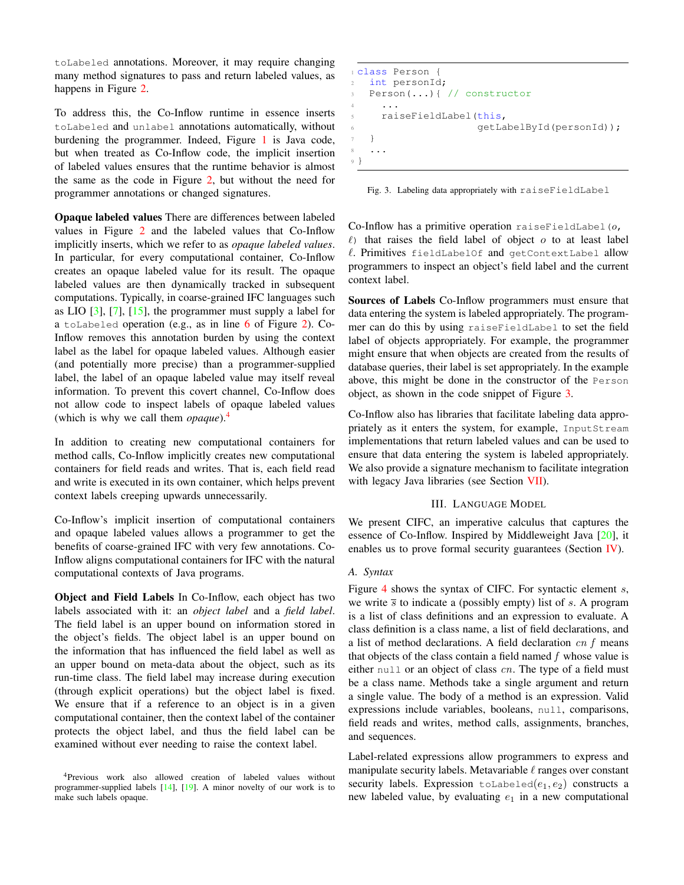toLabeled annotations. Moreover, it may require changing many method signatures to pass and return labeled values, as happens in Figure 2.

To address this, the Co-Inflow runtime in essence inserts toLabeled and unlabel annotations automatically, without burdening the programmer. Indeed, Figure 1 is Java code, but when treated as Co-Inflow code, the implicit insertion of labeled values ensures that the runtime behavior is almost the same as the code in Figure 2, but without the need for programmer annotations or changed signatures.

**Opaque labeled values** There are differences between labeled values in Figure 2 and the labeled values that Co-Inflow implicitly inserts, which we refer to as *opaque labeled values*. In particular, for every computational container, Co-Inflow creates an opaque labeled value for its result. The opaque labeled values are then dynamically tracked in subsequent computations. Typically, in coarse-grained IFC languages such as LIO [3], [7], [15], the programmer must supply a label for a toLabeled operation (e.g., as in line 6 of Figure 2). Co-Inflow removes this annotation burden by using the context label as the label for opaque labeled values. Although easier (and potentially more precise) than a programmer-supplied label, the label of an opaque labeled value may itself reveal information. To prevent this covert channel, Co-Inflow does not allow code to inspect labels of opaque labeled values (which is why we call them *opaque*).[4]

In addition to creating new computational containers for method calls, Co-Inflow implicitly creates new computational containers for field reads and writes. That is, each field read and write is executed in its own container, which helps prevent context labels creeping upwards unnecessarily.

Co-Inflow's implicit insertion of computational containers and opaque labeled values allows a programmer to get the benefits of coarse-grained IFC with very few annotations. Co-Inflow aligns computational containers for IFC with the natural computational contexts of Java programs.

**Object and Field Labels** In Co-Inflow, each object has two labels associated with it: an *object label* and a *field label*. The field label is an upper bound on information stored in the object's fields. The object label is an upper bound on the information that has influenced the field label as well as an upper bound on meta-data about the object, such as its run-time class. The field label may increase during execution (through explicit operations) but the object label is fixed. We ensure that if a reference to an object is in a given computational container, then the context label of the container protects the object label, and thus the field label can be examined without ever needing to raise the context label.

[4]Previous work also allowed creation of labeled values without programmer-supplied labels [14], [19]. A minor novelty of our work is to make such labels opaque.

```
1 class Person {
2   int personId;
3   Person(...){ // constructor
4     ...
5     raiseFieldLabel(this,
6                     getLabelById(personId));
7   }
8   ...
9 }
```

Fig. 3. Labeling data appropriately with raiseFieldLabel

Co-Inflow has a primitive operation raiseFieldLabel($o$, $\ell$) that raises the field label of object $o$ to at least label $\ell$. Primitives fieldLabelOf and getContextLabel allow programmers to inspect an object's field label and the current context label.

**Sources of Labels** Co-Inflow programmers must ensure that data entering the system is labeled appropriately. The programmer can do this by using raiseFieldLabel to set the field label of objects appropriately. For example, the programmer might ensure that when objects are created from the results of database queries, their label is set appropriately. In the example above, this might be done in the constructor of the Person object, as shown in the code snippet of Figure 3.

Co-Inflow also has libraries that facilitate labeling data appropriately as it enters the system, for example, InputStream implementations that return labeled values and can be used to ensure that data entering the system is labeled appropriately. We also provide a signature mechanism to facilitate integration with legacy Java libraries (see Section VII).

## III. Language Model

We present CIFC, an imperative calculus that captures the essence of Co-Inflow. Inspired by Middleweight Java [20], it enables us to prove formal security guarantees (Section IV).

### A. Syntax

Figure 4 shows the syntax of CIFC. For syntactic element $s$, we write $\overline{s}$ to indicate a (possibly empty) list of $s$. A program is a list of class definitions and an expression to evaluate. A class definition is a class name, a list of field declarations, and a list of method declarations. A field declaration $cn\ f$ means that objects of the class contain a field named $f$ whose value is either null or an object of class $cn$. The type of a field must be a class name. Methods take a single argument and return a single value. The body of a method is an expression. Valid expressions include variables, booleans, null, comparisons, field reads and writes, method calls, assignments, branches, and sequences.

Label-related expressions allow programmers to express and manipulate security labels. Metavariable $\ell$ ranges over constant security labels. Expression toLabeled($e_1, e_2$) constructs a new labeled value, by evaluating $e_1$ in a new computational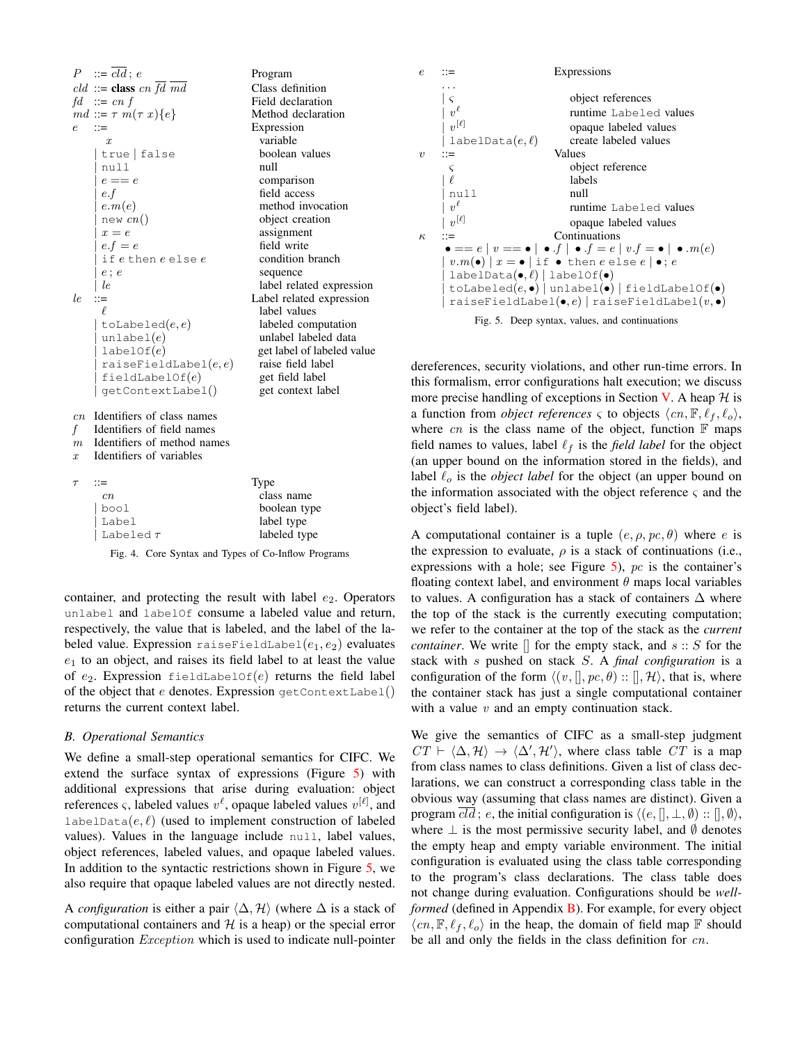| | | |
|---|---|---|
| $P$ | $::= \overline{cld}\,;\, e$ | Program |
| $cld$ | $::=$ **class** $cn\ \overline{fd}\ \overline{md}$ | Class definition |
| $fd$ | $::= cn\ f$ | Field declaration |
| $md$ | $::= \tau\ m(\tau\ x)\{e\}$ | Method declaration |
| $e$ | $::=$ | Expression |
| | $x$ | variable |
| | $\mid$ `true` $\mid$ `false` | boolean values |
| | $\mid$ `null` | null |
| | $\mid e == e$ | comparison |
| | $\mid e.f$ | field access |
| | $\mid e.m(e)$ | method invocation |
| | $\mid$ `new` $cn()$ | object creation |
| | $\mid x = e$ | assignment |
| | $\mid e.f = e$ | field write |
| | $\mid$ `if` $e$ `then` $e$ `else` $e$ | condition branch |
| | $\mid e\,;\, e$ | sequence |
| | $\mid le$ | label related expression |
| $le$ | $::=$ | Label related expression |
| | $\ell$ | label values |
| | $\mid$ `toLabeled`$(e, e)$ | labeled computation |
| | $\mid$ `unlabel`$(e)$ | unlabel labeled data |
| | $\mid$ `labelOf`$(e)$ | get label of labeled value |
| | $\mid$ `raiseFieldLabel`$(e, e)$ | raise field label |
| | $\mid$ `fieldLabelOf`$(e)$ | get field label |
| | $\mid$ `getContextLabel`$()$ | get context label |

$cn$ Identifiers of class names
$f$ Identifiers of field names
$m$ Identifiers of method names
$x$ Identifiers of variables

| | | |
|---|---|---|
| $\tau$ | $::=$ | Type |
| | $cn$ | class name |
| | $\mid$ `bool` | boolean type |
| | $\mid$ `Label` | label type |
| | $\mid$ `Labeled` $\tau$ | labeled type |

Fig. 4. Core Syntax and Types of Co-Inflow Programs

container, and protecting the result with label $e_2$. Operators `unlabel` and `labelOf` consume a labeled value and return, respectively, the value that is labeled, and the label of the labeled value. Expression `raiseFieldLabel`$(e_1, e_2)$ evaluates $e_1$ to an object, and raises its field label to at least the value of $e_2$. Expression `fieldLabelOf`$(e)$ returns the field label of the object that $e$ denotes. Expression `getContextLabel`$()$ returns the current context label.

### B. Operational Semantics

We define a small-step operational semantics for CIFC. We extend the surface syntax of expressions (Figure 5) with additional expressions that arise during evaluation: object references $\varsigma$, labeled values $v^{\ell}$, opaque labeled values $v^{[\ell]}$, and `labelData`$(e, \ell)$ (used to implement construction of labeled values). Values in the language include `null`, label values, object references, labeled values, and opaque labeled values. In addition to the syntactic restrictions shown in Figure 5, we also require that opaque labeled values are not directly nested.

A *configuration* is either a pair $\langle \Delta, \mathcal{H} \rangle$ (where $\Delta$ is a stack of computational containers and $\mathcal{H}$ is a heap) or the special error configuration $Exception$ which is used to indicate null-pointer

| | | |
|---|---|---|
| $e$ | $::=$ | Expressions |
| | $\ldots$ | |
| | $\mid \varsigma$ | object references |
| | $\mid v^{\ell}$ | runtime `Labeled` values |
| | $\mid v^{[\ell]}$ | opaque labeled values |
| | $\mid$ `labelData`$(e, \ell)$ | create labeled values |
| $v$ | $::=$ | Values |
| | $\varsigma$ | object reference |
| | $\mid \ell$ | labels |
| | $\mid$ `null` | null |
| | $\mid v^{\ell}$ | runtime `Labeled` values |
| | $\mid v^{[\ell]}$ | opaque labeled values |
| $\kappa$ | $::=$ | Continuations |

$\bullet == e \mid v == \bullet \mid \bullet.f \mid \bullet.f = e \mid v.f = \bullet \mid \bullet.m(e)$
$\mid v.m(\bullet) \mid x = \bullet \mid$ `if` $\bullet$ `then` $e$ `else` $e \mid \bullet\,;\, e$
$\mid$ `labelData`$(\bullet, \ell) \mid$ `labelOf`$(\bullet)$
$\mid$ `toLabeled`$(e, \bullet) \mid$ `unlabel`$(\bullet) \mid$ `fieldLabelOf`$(\bullet)$
$\mid$ `raiseFieldLabel`$(\bullet, e) \mid$ `raiseFieldLabel`$(v, \bullet)$

Fig. 5. Deep syntax, values, and continuations

dereferences, security violations, and other run-time errors. In this formalism, error configurations halt execution; we discuss more precise handling of exceptions in Section V. A heap $\mathcal{H}$ is a function from *object references* $\varsigma$ to objects $\langle cn, \mathbb{F}, \ell_f, \ell_o \rangle$, where $cn$ is the class name of the object, function $\mathbb{F}$ maps field names to values, label $\ell_f$ is the *field label* for the object (an upper bound on the information stored in the fields), and label $\ell_o$ is the *object label* for the object (an upper bound on the information associated with the object reference $\varsigma$ and the object's field label).

A computational container is a tuple $(e, \rho, pc, \theta)$ where $e$ is the expression to evaluate, $\rho$ is a stack of continuations (i.e., expressions with a hole; see Figure 5), $pc$ is the container's floating context label, and environment $\theta$ maps local variables to values. A configuration has a stack of containers $\Delta$ where the top of the stack is the currently executing computation; we also refer to the container at the top of the stack as the *current container*. We write $[]$ for the empty stack, and $s :: S$ for the stack with $s$ pushed on stack $S$. A *final configuration* is a configuration of the form $\langle (v, [], pc, \theta) :: [], \mathcal{H} \rangle$, that is, where the container stack has just a single computational container with a value $v$ and an empty continuation stack.

We give the semantics of CIFC as a small-step judgment $CT \vdash \langle \Delta, \mathcal{H} \rangle \rightarrow \langle \Delta', \mathcal{H}' \rangle$, where class table $CT$ is a map from class names to class definitions. Given a list of class declarations, we can construct a corresponding class table in the obvious way (assuming that class names are distinct). Given a program $\overline{cld}\,;\, e$, the initial configuration is $\langle (e, [], \bot, \emptyset) :: [], \emptyset \rangle$, where $\bot$ is the most permissive security label, and $\emptyset$ denotes the empty heap and empty variable environment. The initial configuration is evaluated using the class table corresponding to the program's class declarations. The class table does not change during evaluation. Configurations should be *well-formed* (defined in Appendix B). For example, for every object $\langle cn, \mathbb{F}, \ell_f, \ell_o \rangle$ in the heap, the domain of field map $\mathbb{F}$ should be all and only the fields in the class definition for $cn$.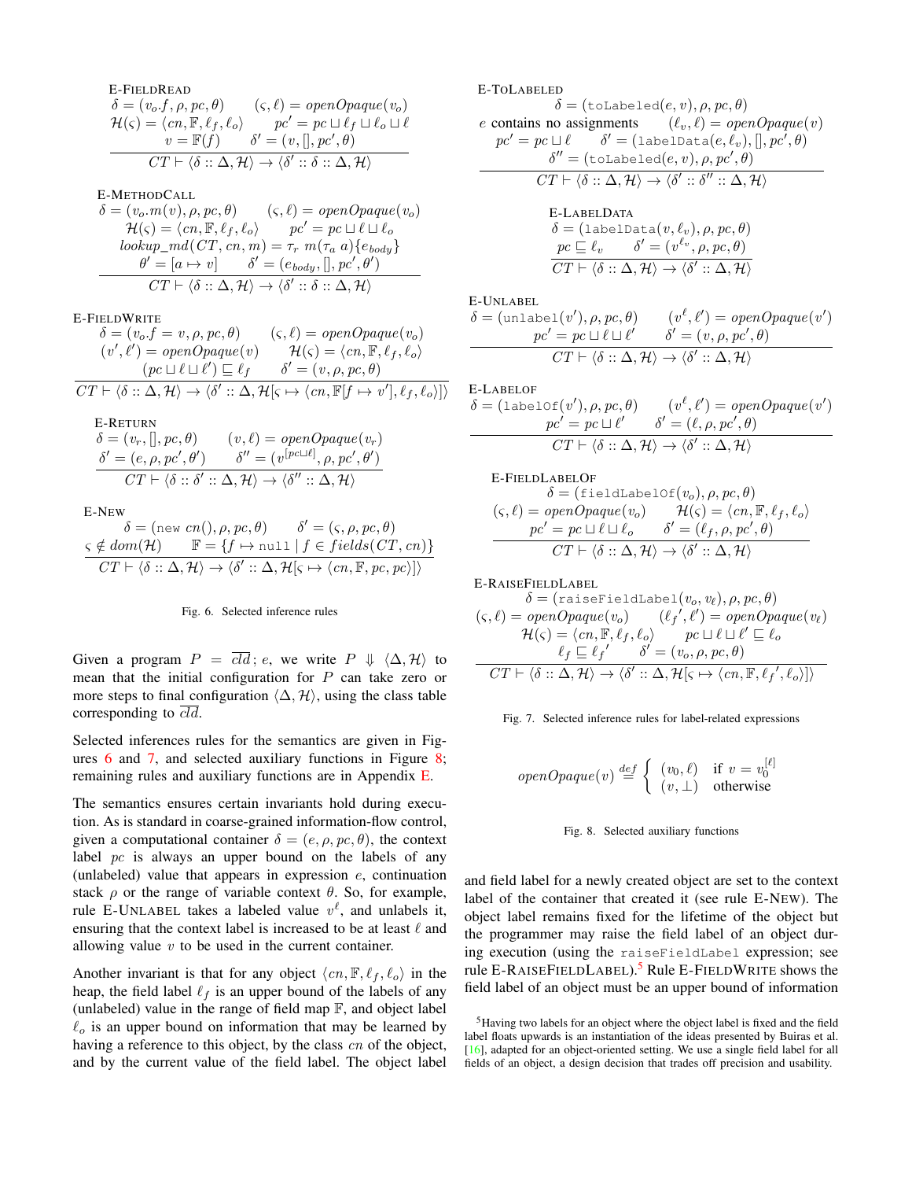E-FieldRead

$$\frac{\begin{array}{c}\delta = (v_o.f, \rho, pc, \theta) \qquad (\varsigma, \ell) = openOpaque(v_o) \\ \mathcal{H}(\varsigma) = \langle cn, \mathbb{F}, \ell_f, \ell_o \rangle \qquad pc' = pc \sqcup \ell_f \sqcup \ell_o \sqcup \ell \\ v = \mathbb{F}(f) \qquad \delta' = (v, [], pc', \theta)\end{array}}{CT \vdash \langle \delta :: \Delta, \mathcal{H} \rangle \to \langle \delta' :: \delta :: \Delta, \mathcal{H} \rangle}$$

E-MethodCall

$$\frac{\begin{array}{c}\delta = (v_o.m(v), \rho, pc, \theta) \qquad (\varsigma, \ell) = openOpaque(v_o) \\ \mathcal{H}(\varsigma) = \langle cn, \mathbb{F}, \ell_f, \ell_o \rangle \qquad pc' = pc \sqcup \ell \sqcup \ell_o \\ lookup\_md(CT, cn, m) = \tau_r\ m(\tau_a\ a)\{e_{body}\} \\ \theta' = [a \mapsto v] \qquad \delta' = (e_{body}, [], pc', \theta')\end{array}}{CT \vdash \langle \delta :: \Delta, \mathcal{H} \rangle \to \langle \delta' :: \delta :: \Delta, \mathcal{H} \rangle}$$

E-FieldWrite

$$\frac{\begin{array}{c}\delta = (v_o.f = v, \rho, pc, \theta) \qquad (\varsigma, \ell) = openOpaque(v_o) \\ (v', \ell') = openOpaque(v) \qquad \mathcal{H}(\varsigma) = \langle cn, \mathbb{F}, \ell_f, \ell_o \rangle \\ (pc \sqcup \ell \sqcup \ell') \sqsubseteq \ell_f \qquad \delta' = (v, \rho, pc, \theta)\end{array}}{CT \vdash \langle \delta :: \Delta, \mathcal{H} \rangle \to \langle \delta' :: \Delta, \mathcal{H}[\varsigma \mapsto \langle cn, \mathbb{F}[f \mapsto v'], \ell_f, \ell_o \rangle] \rangle}$$

E-Return

$$\frac{\begin{array}{c}\delta = (v_r, [], pc, \theta) \qquad (v, \ell) = openOpaque(v_r) \\ \delta' = (e, \rho, pc', \theta') \qquad \delta'' = (v^{[pc \sqcup \ell]}, \rho, pc', \theta')\end{array}}{CT \vdash \langle \delta :: \delta' :: \Delta, \mathcal{H} \rangle \to \langle \delta'' :: \Delta, \mathcal{H} \rangle}$$

E-New

$$\frac{\begin{array}{c}\delta = (\texttt{new}\ cn(), \rho, pc, \theta) \qquad \delta' = (\varsigma, \rho, pc, \theta) \\ \varsigma \notin dom(\mathcal{H}) \qquad \mathbb{F} = \{f \mapsto \texttt{null} \mid f \in fields(CT, cn)\}\end{array}}{CT \vdash \langle \delta :: \Delta, \mathcal{H} \rangle \to \langle \delta' :: \Delta, \mathcal{H}[\varsigma \mapsto \langle cn, \mathbb{F}, pc, pc \rangle] \rangle}$$

Fig. 6. Selected inference rules

Given a program $P = \overline{cld}; e$, we write $P \Downarrow \langle \Delta, \mathcal{H} \rangle$ to mean that the initial configuration for $P$ can take zero or more steps to final configuration $\langle \Delta, \mathcal{H} \rangle$, using the class table corresponding to $\overline{cld}$.

Selected inferences rules for the semantics are given in Figures 6 and 7, and selected auxiliary functions in Figure 8; remaining rules and auxiliary functions are in Appendix E.

The semantics ensures certain invariants hold during execution. As is standard in coarse-grained information-flow control, given a computational container $\delta = (e, \rho, pc, \theta)$, the context label $pc$ is always an upper bound on the labels of any (unlabeled) value that appears in expression $e$, continuation stack $\rho$ or the range of variable context $\theta$. So, for example, rule E-Unlabel takes a labeled value $v^\ell$, and unlabels it, ensuring that the context label is increased to be at least $\ell$ and allowing value $v$ to be used in the current container.

Another invariant is that for any object $\langle cn, \mathbb{F}, \ell_f, \ell_o \rangle$ in the heap, the field label $\ell_f$ is an upper bound of the labels of any (unlabeled) value in the range of field map $\mathbb{F}$, and object label $\ell_o$ is an upper bound on information that may be learned by having a reference to this object, by the class $cn$ of the object, and by the current value of the field label. The object label and field label for a newly created object are set to the context label of the container that created it (see rule E-New). The object label remains fixed for the lifetime of the object but the programmer may raise the field label of an object during execution (using the `raiseFieldLabel` expression; see rule E-RaiseFieldLabel).[5] Rule E-FieldWrite shows the field label of an object must be an upper bound of information

E-ToLabeled

$$\frac{\begin{array}{c}\delta = (\texttt{toLabeled}(e, v), \rho, pc, \theta) \\ e \text{ contains no assignments} \qquad (\ell_v, \ell) = openOpaque(v) \\ pc' = pc \sqcup \ell \qquad \delta' = (\texttt{labelData}(e, \ell_v), [], pc', \theta) \\ \delta'' = (\texttt{toLabeled}(e, v), \rho, pc', \theta)\end{array}}{CT \vdash \langle \delta :: \Delta, \mathcal{H} \rangle \to \langle \delta' :: \delta'' :: \Delta, \mathcal{H} \rangle}$$

E-LabelData

$$\frac{\begin{array}{c}\delta = (\texttt{labelData}(v, \ell_v), \rho, pc, \theta) \\ pc \sqsubseteq \ell_v \qquad \delta' = (v^{\ell_v}, \rho, pc, \theta)\end{array}}{CT \vdash \langle \delta :: \Delta, \mathcal{H} \rangle \to \langle \delta' :: \Delta, \mathcal{H} \rangle}$$

E-Unlabel

$$\frac{\begin{array}{c}\delta = (\texttt{unlabel}(v'), \rho, pc, \theta) \qquad (v^\ell, \ell') = openOpaque(v') \\ pc' = pc \sqcup \ell \sqcup \ell' \qquad \delta' = (v, \rho, pc', \theta)\end{array}}{CT \vdash \langle \delta :: \Delta, \mathcal{H} \rangle \to \langle \delta' :: \Delta, \mathcal{H} \rangle}$$

E-LabelOf

$$\frac{\begin{array}{c}\delta = (\texttt{labelOf}(v'), \rho, pc, \theta) \qquad (v^\ell, \ell') = openOpaque(v') \\ pc' = pc \sqcup \ell' \qquad \delta' = (\ell, \rho, pc', \theta)\end{array}}{CT \vdash \langle \delta :: \Delta, \mathcal{H} \rangle \to \langle \delta' :: \Delta, \mathcal{H} \rangle}$$

E-FieldLabelOf

$$\frac{\begin{array}{c}\delta = (\texttt{fieldLabelOf}(v_o), \rho, pc, \theta) \\ (\varsigma, \ell) = openOpaque(v_o) \qquad \mathcal{H}(\varsigma) = \langle cn, \mathbb{F}, \ell_f, \ell_o \rangle \\ pc' = pc \sqcup \ell \sqcup \ell_o \qquad \delta' = (\ell_f, \rho, pc', \theta)\end{array}}{CT \vdash \langle \delta :: \Delta, \mathcal{H} \rangle \to \langle \delta' :: \Delta, \mathcal{H} \rangle}$$

E-RaiseFieldLabel

$$\frac{\begin{array}{c}\delta = (\texttt{raiseFieldLabel}(v_o, v_\ell), \rho, pc, \theta) \\ (\varsigma, \ell) = openOpaque(v_o) \qquad ({\ell_f}', \ell') = openOpaque(v_\ell) \\ \mathcal{H}(\varsigma) = \langle cn, \mathbb{F}, \ell_f, \ell_o \rangle \qquad pc \sqcup \ell \sqcup \ell' \sqsubseteq \ell_o \\ \ell_f \sqsubseteq {\ell_f}' \qquad \delta' = (v_o, \rho, pc, \theta)\end{array}}{CT \vdash \langle \delta :: \Delta, \mathcal{H} \rangle \to \langle \delta' :: \Delta, \mathcal{H}[\varsigma \mapsto \langle cn, \mathbb{F}, {\ell_f}', \ell_o \rangle] \rangle}$$

Fig. 7. Selected inference rules for label-related expressions

$$openOpaque(v) \overset{def}{=} \begin{cases} (v_0, \ell) & \text{if } v = v_0^{[\ell]} \\ (v, \bot) & \text{otherwise} \end{cases}$$

Fig. 8. Selected auxiliary functions

[5] Having two labels for an object where the object label is fixed and the field label floats upwards is an instantiation of the ideas presented by Buiras et al. [16], adapted for an object-oriented setting. We use a single field label for all fields of an object, a design decision that trades off precision and usability.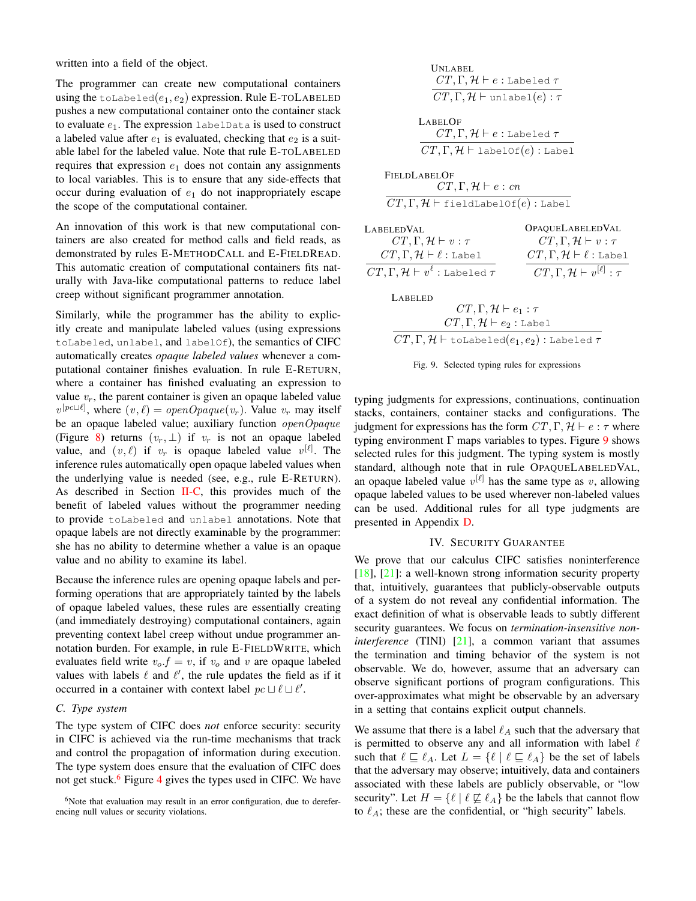written into a field of the object.

The programmer can create new computational containers using the `toLabeled`$(e_1, e_2)$ expression. Rule E-TOLABELED pushes a new computational container onto the container stack to evaluate $e_1$. The expression `labelData` is used to construct a labeled value after $e_1$ is evaluated, checking that $e_2$ is a suitable label for the labeled value. Note that rule E-TOLABELED requires that expression $e_1$ does not contain any assignments to local variables. This is to ensure that any side-effects that occur during evaluation of $e_1$ do not inappropriately escape the scope of the computational container.

An innovation of this work is that new computational containers are also created for method calls and field reads, as demonstrated by rules E-METHODCALL and E-FIELDREAD. This automatic creation of computational containers fits naturally with Java-like computational patterns to reduce label creep without significant programmer annotation.

Similarly, while the programmer has the ability to explicitly create and manipulate labeled values (using expressions `toLabeled`, `unlabel`, and `labelOf`), the semantics of CIFC automatically creates *opaque labeled values* whenever a computational container finishes evaluation. In rule E-RETURN, where a container has finished evaluating an expression to value $v_r$, the parent container is given an opaque labeled value $v^{[pc \sqcup \ell]}$, where $(v, \ell) = openOpaque(v_r)$. Value $v_r$ may itself be an opaque labeled value; auxiliary function $openOpaque$ (Figure 8) returns $(v_r, \bot)$ if $v_r$ is not an opaque labeled value, and $(v, \ell)$ if $v_r$ is opaque labeled value $v^{[\ell]}$. The inference rules automatically open opaque labeled values when the underlying value is needed (see, e.g., rule E-RETURN). As described in Section II-C, this provides much of the benefit of labeled values without the programmer needing to provide `toLabeled` and `unlabel` annotations. Note that opaque labels are not directly examinable by the programmer: she has no ability to determine whether a value is an opaque value and no ability to examine its label.

Because the inference rules are opening opaque labels and performing operations that are appropriately tainted by the labels of opaque labeled values, these rules are essentially creating (and immediately destroying) computational containers, again preventing context label creep without undue programmer annotation burden. For example, in rule E-FIELDWRITE, which evaluates field write $v_o.f = v$, if $v_o$ and $v$ are opaque labeled values with labels $\ell$ and $\ell'$, the rule updates the field as if it occurred in a container with context label $pc \sqcup \ell \sqcup \ell'$.

### C. Type system

The type system of CIFC does *not* enforce security: security in CIFC is achieved via the run-time mechanisms that track and control the propagation of information during execution. The type system does ensure that the evaluation of CIFC does not get stuck.[6] Figure 4 gives the types used in CIFC. We have

[6] Note that evaluation may result in an error configuration, due to dereferencing null values or security violations.

UNLABEL
$$\frac{CT, \Gamma, \mathcal{H} \vdash e : \texttt{Labeled}\ \tau}{CT, \Gamma, \mathcal{H} \vdash \texttt{unlabel}(e) : \tau}$$

LABELOF
$$\frac{CT, \Gamma, \mathcal{H} \vdash e : \texttt{Labeled}\ \tau}{CT, \Gamma, \mathcal{H} \vdash \texttt{labelOf}(e) : \texttt{Label}}$$

FIELDLABELOF
$$\frac{CT, \Gamma, \mathcal{H} \vdash e : cn}{CT, \Gamma, \mathcal{H} \vdash \texttt{fieldLabelOf}(e) : \texttt{Label}}$$

LABELEDVAL
$$\frac{CT, \Gamma, \mathcal{H} \vdash v : \tau \qquad CT, \Gamma, \mathcal{H} \vdash \ell : \texttt{Label}}{CT, \Gamma, \mathcal{H} \vdash v^{\ell} : \texttt{Labeled}\ \tau}$$

OPAQUELABELEDVAL
$$\frac{CT, \Gamma, \mathcal{H} \vdash v : \tau \qquad CT, \Gamma, \mathcal{H} \vdash \ell : \texttt{Label}}{CT, \Gamma, \mathcal{H} \vdash v^{[\ell]} : \tau}$$

LABELED
$$\frac{CT, \Gamma, \mathcal{H} \vdash e_1 : \tau \qquad CT, \Gamma, \mathcal{H} \vdash e_2 : \texttt{Label}}{CT, \Gamma, \mathcal{H} \vdash \texttt{toLabeled}(e_1, e_2) : \texttt{Labeled}\ \tau}$$

Fig. 9. Selected typing rules for expressions

typing judgments for expressions, continuations, continuation stacks, containers, container stacks and configurations. The judgment for expressions has the form $CT, \Gamma, \mathcal{H} \vdash e : \tau$ where typing environment $\Gamma$ maps variables to types. Figure 9 shows selected rules for this judgment. The typing system is mostly standard, although note that in rule OPAQUELABELEDVAL, an opaque labeled value $v^{[\ell]}$ has the same type as $v$, allowing opaque labeled values to be used wherever non-labeled values can be used. Additional rules for all type judgments are presented in Appendix D.

## IV. SECURITY GUARANTEE

We prove that our calculus CIFC satisfies noninterference [18], [21]: a well-known strong information security property that, intuitively, guarantees that publicly-observable outputs of a system do not reveal any confidential information. The exact definition of what is observable leads to subtly different security guarantees. We focus on *termination-insensitive noninterference* (TINI) [21], a common variant that assumes the termination and timing behavior of the system is not observable. We do, however, assume that an adversary can observe significant portions of program configurations. This over-approximates what might be observable by an adversary in a setting that contains explicit output channels.

We assume that there is a label $\ell_A$ such that the adversary that is permitted to observe any and all information with label $\ell$ such that $\ell \sqsubseteq \ell_A$. Let $L = \{\ell \mid \ell \sqsubseteq \ell_A\}$ be the set of labels that the adversary may observe; intuitively, data and containers associated with these labels are publicly observable, or "low security". Let $H = \{\ell \mid \ell \not\sqsubseteq \ell_A\}$ be the labels that cannot flow to $\ell_A$; these are the confidential, or "high security" labels.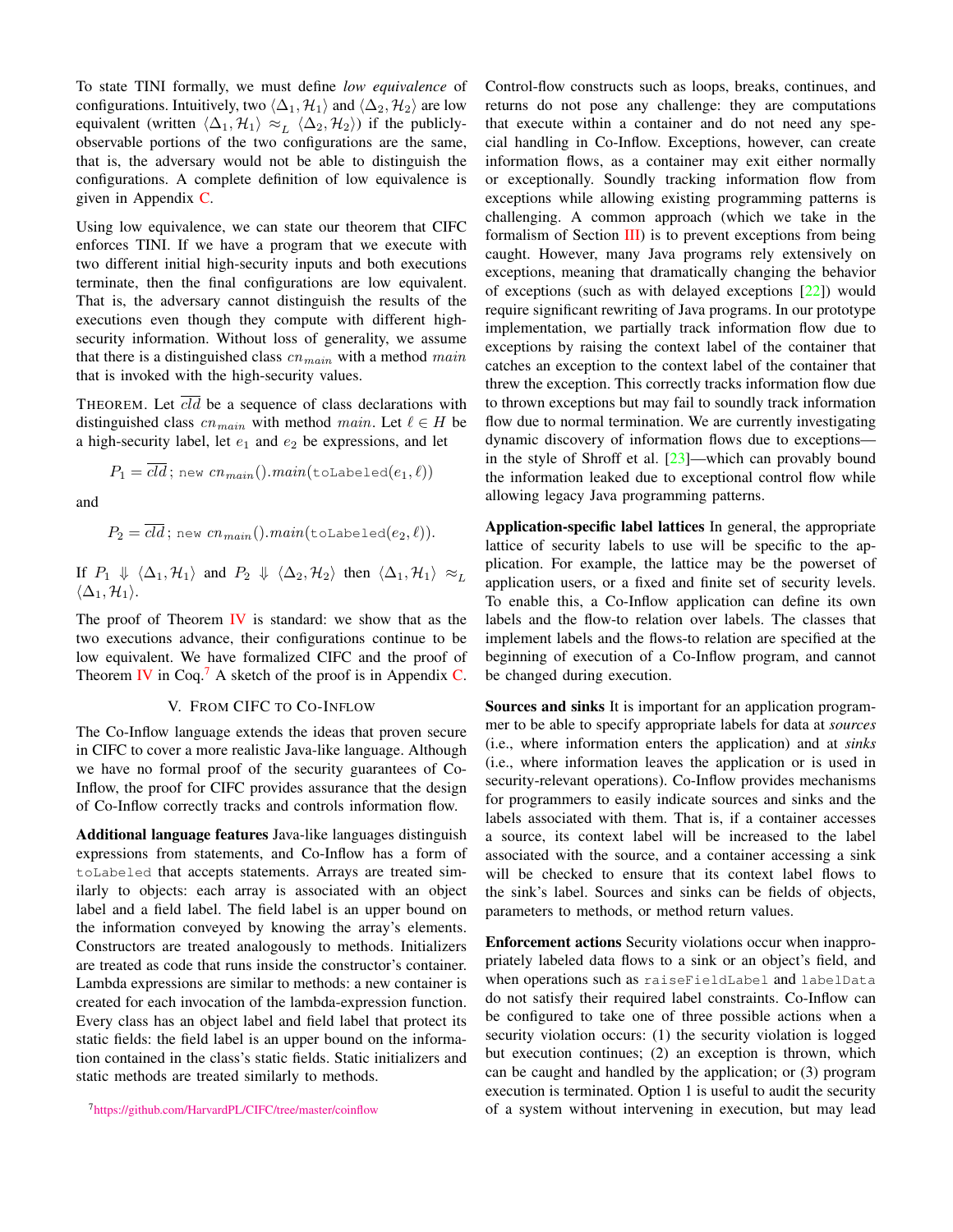To state TINI formally, we must define *low equivalence* of configurations. Intuitively, two $\langle \Delta_1, \mathcal{H}_1 \rangle$ and $\langle \Delta_2, \mathcal{H}_2 \rangle$ are low equivalent (written $\langle \Delta_1, \mathcal{H}_1 \rangle \approx_L \langle \Delta_2, \mathcal{H}_2 \rangle$) if the publicly-observable portions of the two configurations are the same, that is, the adversary would not be able to distinguish the configurations. A complete definition of low equivalence is given in Appendix C.

Using low equivalence, we can state our theorem that CIFC enforces TINI. If we have a program that we execute with two different initial high-security inputs and both executions terminate, then the final configurations are low equivalent. That is, the adversary cannot distinguish the results of the executions even though they compute with different high-security information. Without loss of generality, we assume that there is a distinguished class $cn_{main}$ with a method $main$ that is invoked with the high-security values.

THEOREM. Let $\overline{cld}$ be a sequence of class declarations with distinguished class $cn_{main}$ with method $main$. Let $\ell \in H$ be a high-security label, let $e_1$ and $e_2$ be expressions, and let

$$P_1 = \overline{cld}\,;\, \texttt{new}\ cn_{main}().main(\texttt{toLabeled}(e_1, \ell))$$

and

$$P_2 = \overline{cld}\,;\, \texttt{new}\ cn_{main}().main(\texttt{toLabeled}(e_2, \ell)).$$

If $P_1 \Downarrow \langle \Delta_1, \mathcal{H}_1 \rangle$ and $P_2 \Downarrow \langle \Delta_2, \mathcal{H}_2 \rangle$ then $\langle \Delta_1, \mathcal{H}_1 \rangle \approx_L \langle \Delta_1, \mathcal{H}_1 \rangle$.

The proof of Theorem IV is standard: we show that as the two executions advance, their configurations continue to be low equivalent. We have formalized CIFC and the proof of Theorem IV in Coq.[7] A sketch of the proof is in Appendix C.

## V. FROM CIFC TO CO-INFLOW

The Co-Inflow language extends the ideas that proven secure in CIFC to cover a more realistic Java-like language. Although we have no formal proof of the security guarantees of Co-Inflow, the proof for CIFC provides assurance that the design of Co-Inflow correctly tracks and controls information flow.

**Additional language features** Java-like languages distinguish expressions from statements, and Co-Inflow has a form of `toLabeled` that accepts statements. Arrays are treated similarly to objects: each array is associated with an object label and a field label. The field label is an upper bound on the information conveyed by knowing the array's elements. Constructors are treated analogously to methods. Initializers are treated as code that runs inside the constructor's container. Lambda expressions are similar to methods: a new container is created for each invocation of the lambda-expression function. Every class has an object label and field label that protect its static fields: the field label is an upper bound on the information contained in the class's static fields. Static initializers and static methods are treated similarly to methods.

Control-flow constructs such as loops, breaks, continues, and returns do not pose any challenge: they are computations that execute within a container and do not need any special handling in Co-Inflow. Exceptions, however, can create information flows, as a container may exit either normally or exceptionally. Soundly tracking information flow from exceptions while allowing existing programming patterns is challenging. A common approach (which we take in the formalism of Section III) is to prevent exceptions from being caught. However, many Java programs rely extensively on exceptions, meaning that dramatically changing the behavior of exceptions (such as with delayed exceptions [22]) would require significant rewriting of Java programs. In our prototype implementation, we partially track information flow due to exceptions by raising the context label of the container that catches an exception to the context label of the container that threw the exception. This correctly tracks information flow due to thrown exceptions but may fail to soundly track information flow due to normal termination. We are currently investigating dynamic discovery of information flows due to exceptions—in the style of Shroff et al. [23]—which can provably bound the information leaked due to exceptional control flow while allowing legacy Java programming patterns.

**Application-specific label lattices** In general, the appropriate lattice of security labels to use will be specific to the application. For example, the lattice may be the powerset of application users, or a fixed and finite set of security levels. To enable this, a Co-Inflow application can define its own labels and the flow-to relation over labels. The classes that implement labels and the flows-to relation are specified at the beginning of execution of a Co-Inflow program, and cannot be changed during execution.

**Sources and sinks** It is important for an application programmer to be able to specify appropriate labels for data at *sources* (i.e., where information enters the application) and at *sinks* (i.e., where information leaves the application or is used in security-relevant operations). Co-Inflow provides mechanisms for programmers to easily indicate sources and sinks and the labels associated with them. That is, if a container accesses a source, its context label will be increased to the label associated with the source, and a container accessing a sink will be checked to ensure that its context label flows to the sink's label. Sources and sinks can be fields of objects, parameters to methods, or method return values.

**Enforcement actions** Security violations occur when inappropriately labeled data flows to a sink or an object's field, and when operations such as `raiseFieldLabel` and `labelData` do not satisfy their required label constraints. Co-Inflow can be configured to take one of three possible actions when a security violation occurs: (1) the security violation is logged but execution continues; (2) an exception is thrown, which can be caught and handled by the application; or (3) program execution is terminated. Option 1 is useful to audit the security of a system without intervening in execution, but may lead

[7] https://github.com/HarvardPL/CIFC/tree/master/coinflow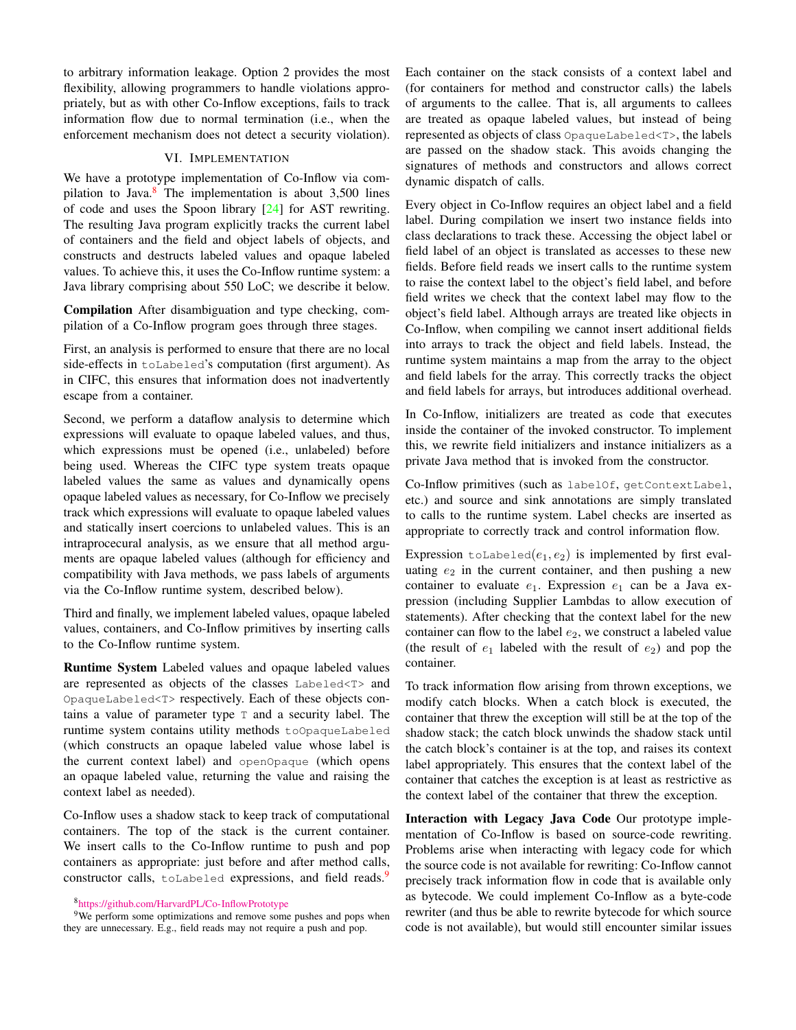to arbitrary information leakage. Option 2 provides the most flexibility, allowing programmers to handle violations appropriately, but as with other Co-Inflow exceptions, fails to track information flow due to normal termination (i.e., when the enforcement mechanism does not detect a security violation).

## VI. Implementation

We have a prototype implementation of Co-Inflow via compilation to Java.[8] The implementation is about 3,500 lines of code and uses the Spoon library [24] for AST rewriting. The resulting Java program explicitly tracks the current label of containers and the field and object labels of objects, and constructs and destructs labeled values and opaque labeled values. To achieve this, it uses the Co-Inflow runtime system: a Java library comprising about 550 LoC; we describe it below.

**Compilation** After disambiguation and type checking, compilation of a Co-Inflow program goes through three stages.

First, an analysis is performed to ensure that there are no local side-effects in `toLabeled`'s computation (first argument). As in CIFC, this ensures that information does not inadvertently escape from a container.

Second, we perform a dataflow analysis to determine which expressions will evaluate to opaque labeled values, and thus, which expressions must be opened (i.e., unlabeled) before being used. Whereas the CIFC type system treats opaque labeled values the same as values and dynamically opens opaque labeled values as necessary, for Co-Inflow we precisely track which expressions will evaluate to opaque labeled values and statically insert coercions to unlabeled values. This is an intraprocedural analysis, as we ensure that all method arguments are opaque labeled values (although for efficiency and compatibility with Java methods, we pass labels of arguments via the Co-Inflow runtime system, described below).

Third and finally, we implement labeled values, opaque labeled values, containers, and Co-Inflow primitives by inserting calls to the Co-Inflow runtime system.

**Runtime System** Labeled values and opaque labeled values are represented as objects of the classes `Labeled<T>` and `OpaqueLabeled<T>` respectively. Each of these objects contains a value of parameter type `T` and a security label. The runtime system contains utility methods `toOpaqueLabeled` (which constructs an opaque labeled value whose label is the current context label) and `openOpaque` (which opens an opaque labeled value, returning the value and raising the context label as needed).

Co-Inflow uses a shadow stack to keep track of computational containers. The top of the stack is the current container. We insert calls to the Co-Inflow runtime to push and pop containers as appropriate: just before and after method calls, constructor calls, `toLabeled` expressions, and field reads.[9] Each container on the stack consists of a context label and (for containers for method and constructor calls) the labels of arguments to the callee. That is, all arguments to callees are treated as opaque labeled values, but instead of being represented as objects of class `OpaqueLabeled<T>`, the labels are passed on the shadow stack. This avoids changing the signatures of methods and constructors and allows correct dynamic dispatch of calls.

Every object in Co-Inflow requires an object label and a field label. During compilation we insert two instance fields into class declarations to track these. Accessing the object label or field label of an object is translated as accesses to these new fields. Before field reads we insert calls to the runtime system to raise the context label to the object's field label, and before field writes we check that the context label may flow to the object's field label. Although arrays are treated like objects in Co-Inflow, when compiling we cannot insert additional fields into arrays to track the object and field labels. Instead, the runtime system maintains a map from the array to the object and field labels for the array. This correctly tracks the object and field labels for arrays, but introduces additional overhead.

In Co-Inflow, initializers are treated as code that executes inside the container of the invoked constructor. To implement this, we rewrite field initializers and instance initializers as a private Java method that is invoked from the constructor.

Co-Inflow primitives (such as `labelOf`, `getContextLabel`, etc.) and source and sink annotations are simply translated to calls to the runtime system. Label checks are inserted as appropriate to correctly track and control information flow.

Expression `toLabeled`$(e_1, e_2)$ is implemented by first evaluating $e_2$ in the current container, and then pushing a new container to evaluate $e_1$. Expression $e_1$ can be a Java expression (including Supplier Lambdas to allow execution of statements). After checking that the context label for the new container can flow to the label $e_2$, we construct a labeled value (the result of $e_1$ labeled with the result of $e_2$) and pop the container.

To track information flow arising from thrown exceptions, we modify catch blocks. When a catch block is executed, the container that threw the exception will still be at the top of the shadow stack; the catch block unwinds the shadow stack until the catch block's container is at the top, and raises its context label appropriately. This ensures that the context label of the container that catches the exception is at least as restrictive as the context label of the container that threw the exception.

**Interaction with Legacy Java Code** Our prototype implementation of Co-Inflow is based on source-code rewriting. Problems arise when interacting with legacy code for which the source code is not available for rewriting: Co-Inflow cannot precisely track information flow in code that is available only as bytecode. We could implement Co-Inflow as a byte-code rewriter (and thus be able to rewrite bytecode for which source code is not available), but would still encounter similar issues

[8] https://github.com/HarvardPL/Co-InflowPrototype

[9] We perform some optimizations and remove some pushes and pops when they are unnecessary. E.g., field reads may not require a push and pop.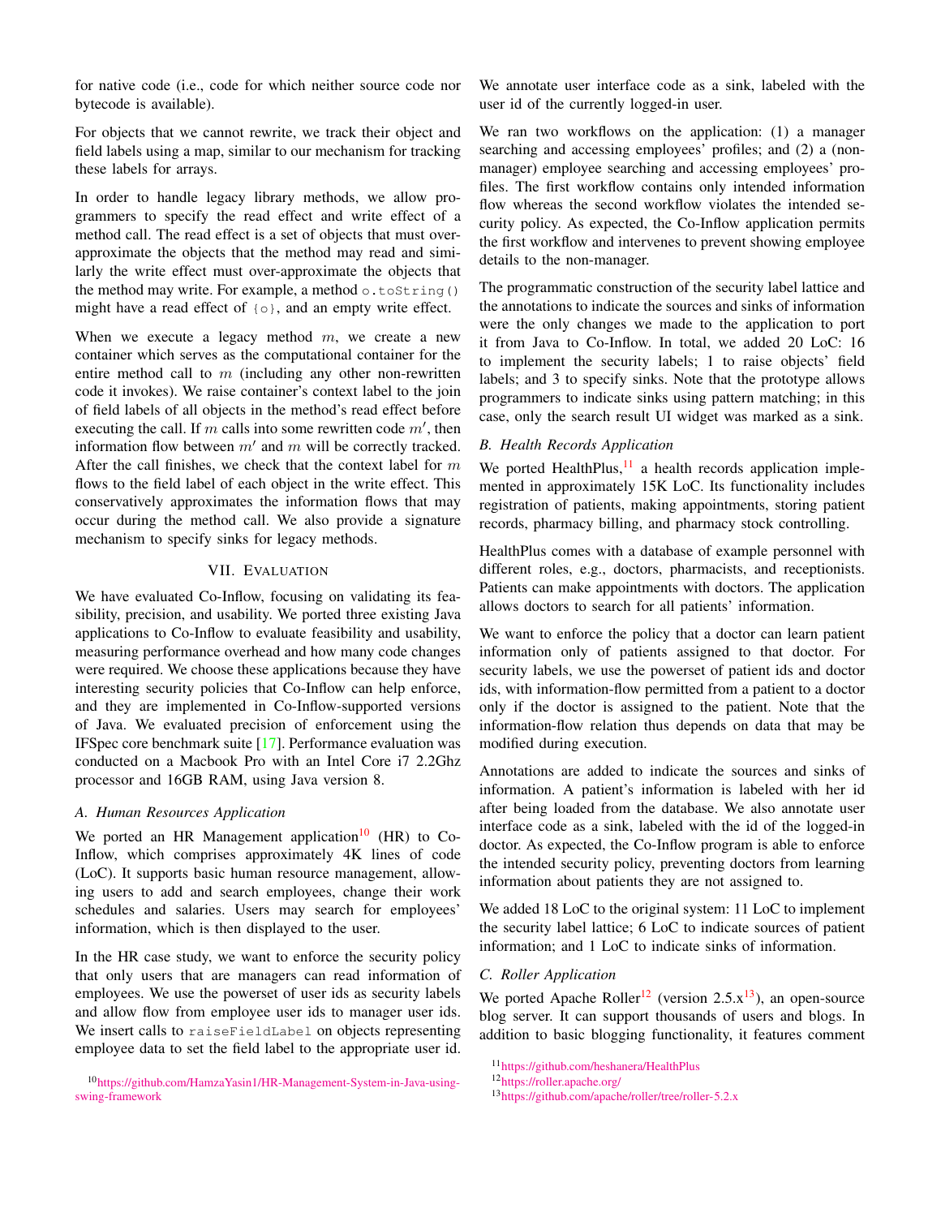for native code (i.e., code for which neither source code nor bytecode is available).

For objects that we cannot rewrite, we track their object and field labels using a map, similar to our mechanism for tracking these labels for arrays.

In order to handle legacy library methods, we allow programmers to specify the read effect and write effect of a method call. The read effect is a set of objects that must over-approximate the objects that the method may read and similarly the write effect must over-approximate the objects that the method may write. For example, a method `o.toString()` might have a read effect of `{o}`, and an empty write effect.

When we execute a legacy method $m$, we create a new container which serves as the computational container for the entire method call to $m$ (including any other non-rewritten code it invokes). We raise container's context label to the join of field labels of all objects in the method's read effect before executing the call. If $m$ calls into some rewritten code $m'$, then information flow between $m'$ and $m$ will be correctly tracked. After the call finishes, we check that the context label for $m$ flows to the field label of each object in the write effect. This conservatively approximates the information flows that may occur during the method call. We also provide a signature mechanism to specify sinks for legacy methods.

## VII. Evaluation

We have evaluated Co-Inflow, focusing on validating its feasibility, precision, and usability. We ported three existing Java applications to Co-Inflow to evaluate feasibility and usability, measuring performance overhead and how many code changes were required. We choose these applications because they have interesting security policies that Co-Inflow can help enforce, and they are implemented in Co-Inflow-supported versions of Java. We evaluated precision of enforcement using the IFSpec core benchmark suite [17]. Performance evaluation was conducted on a Macbook Pro with an Intel Core i7 2.2Ghz processor and 16GB RAM, using Java version 8.

### A. Human Resources Application

We ported an HR Management application[10] (HR) to Co-Inflow, which comprises approximately 4K lines of code (LoC). It supports basic human resource management, allowing users to add and search employees, change their work schedules and salaries. Users may search for employees' information, which is then displayed to the user.

In the HR case study, we want to enforce the security policy that only users that are managers can read information of employees. We use the powerset of user ids as security labels and allow flow from employee user ids to manager user ids. We insert calls to `raiseFieldLabel` on objects representing employee data to set the field label to the appropriate user id. We annotate user interface code as a sink, labeled with the user id of the currently logged-in user.

We ran two workflows on the application: (1) a manager searching and accessing employees' profiles; and (2) a (non-manager) employee searching and accessing employees' profiles. The first workflow contains only intended information flow whereas the second workflow violates the intended security policy. As expected, the Co-Inflow application permits the first workflow and intervenes to prevent showing employee details to the non-manager.

The programmatic construction of the security label lattice and the annotations to indicate the sources and sinks of information were the only changes we made to the application to port it from Java to Co-Inflow. In total, we added 20 LoC: 16 to implement the security labels; 1 to raise objects' field labels; and 3 to specify sinks. Note that the prototype allows programmers to indicate sinks using pattern matching; in this case, only the search result UI widget was marked as a sink.

### B. Health Records Application

We ported HealthPlus,[11] a health records application implemented in approximately 15K LoC. Its functionality includes registration of patients, making appointments, storing patient records, pharmacy billing, and pharmacy stock controlling.

HealthPlus comes with a database of example personnel with different roles, e.g., doctors, pharmacists, and receptionists. Patients can make appointments with doctors. The application allows doctors to search for all patients' information.

We want to enforce the policy that a doctor can learn patient information only of patients assigned to that doctor. For security labels, we use the powerset of patient ids and doctor ids, with information-flow permitted from a patient to a doctor only if the doctor is assigned to the patient. Note that the information-flow relation thus depends on data that may be modified during execution.

Annotations are added to indicate the sources and sinks of information. A patient's information is labeled with her id after being loaded from the database. We also annotate user interface code as a sink, labeled with the id of the logged-in doctor. As expected, the Co-Inflow program is able to enforce the intended security policy, preventing doctors from learning information about patients they are not assigned to.

We added 18 LoC to the original system: 11 LoC to implement the security label lattice; 6 LoC to indicate sources of patient information; and 1 LoC to indicate sinks of information.

### C. Roller Application

We ported Apache Roller[12] (version 2.5.x[13]), an open-source blog server. It can support thousands of users and blogs. In addition to basic blogging functionality, it features comment

[10] https://github.com/HamzaYasin1/HR-Management-System-in-Java-using-swing-framework

[11] https://github.com/heshanera/HealthPlus

[12] https://roller.apache.org/

[13] https://github.com/apache/roller/tree/roller-5.2.x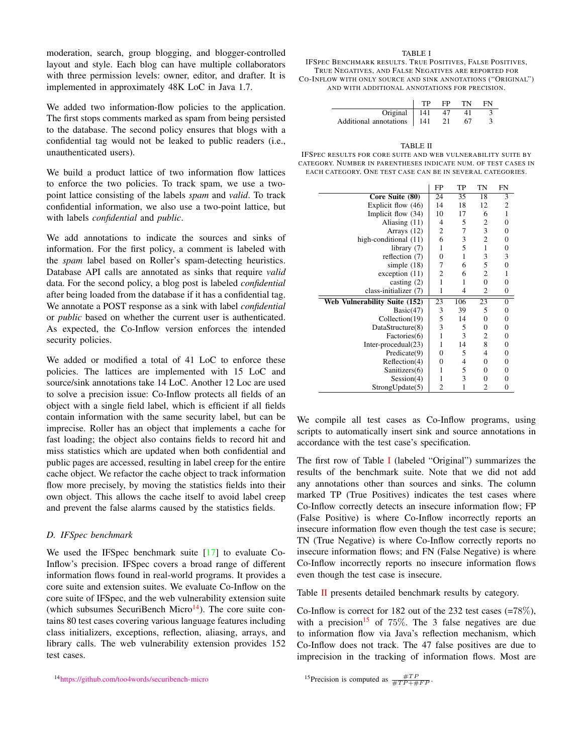moderation, search, group blogging, and blogger-controlled layout and style. Each blog can have multiple collaborators with three permission levels: owner, editor, and drafter. It is implemented in approximately 48K LoC in Java 1.7.

We added two information-flow policies to the application. The first stops comments marked as spam from being persisted to the database. The second policy ensures that blogs with a confidential tag would not be leaked to public readers (i.e., unauthenticated users).

We build a product lattice of two information flow lattices to enforce the two policies. To track spam, we use a two-point lattice consisting of the labels *spam* and *valid*. To track confidential information, we also use a two-point lattice, but with labels *confidential* and *public*.

We add annotations to indicate the sources and sinks of information. For the first policy, a comment is labeled with the *spam* label based on Roller's spam-detecting heuristics. Database API calls are annotated as sinks that require *valid* data. For the second policy, a blog post is labeled *confidential* after being loaded from the database if it has a confidential tag. We annotate a POST response as a sink with label *confidential* or *public* based on whether the current user is authenticated. As expected, the Co-Inflow version enforces the intended security policies.

We added or modified a total of 41 LoC to enforce these policies. The lattices are implemented with 15 LoC and source/sink annotations take 14 LoC. Another 12 Loc are used to solve a precision issue: Co-Inflow protects all fields of an object with a single field label, which is efficient if all fields contain information with the same security label, but can be imprecise. Roller has an object that implements a cache for fast loading; the object also contains fields to record hit and miss statistics which are updated when both confidential and public pages are accessed, resulting in label creep for the entire cache object. We refactor the cache object to track information flow more precisely, by moving the statistics fields into their own object. This allows the cache itself to avoid label creep and prevent the false alarms caused by the statistics fields.

### D. IFSpec benchmark

We used the IFSpec benchmark suite [17] to evaluate Co-Inflow's precision. IFSpec covers a broad range of different information flows found in real-world programs. It provides a core suite and extension suites. We evaluate Co-Inflow on the core suite of IFSpec, and the web vulnerability extension suite (which subsumes SecuriBench Micro[14]). The core suite contains 80 test cases covering various language features including class initializers, exceptions, reflection, aliasing, arrays, and library calls. The web vulnerability extension provides 152 test cases.

[14] https://github.com/too4words/securibench-micro

TABLE I
IFSPEC BENCHMARK RESULTS. TRUE POSITIVES, FALSE POSITIVES, TRUE NEGATIVES, AND FALSE NEGATIVES ARE REPORTED FOR CO-INFLOW WITH ONLY SOURCE AND SINK ANNOTATIONS ("ORIGINAL") AND WITH ADDITIONAL ANNOTATIONS FOR PRECISION.

| | TP | FP | TN | FN |
|---|---|---|---|---|
| Original | 141 | 47 | 41 | 3 |
| Additional annotations | 141 | 21 | 67 | 3 |

TABLE II
IFSPEC RESULTS FOR CORE SUITE AND WEB VULNERABILITY SUITE BY CATEGORY. NUMBER IN PARENTHESES INDICATE NUM. OF TEST CASES IN EACH CATEGORY. ONE TEST CASE CAN BE IN SEVERAL CATEGORIES.

| | FP | TP | TN | FN |
|---|---|---|---|---|
| **Core Suite (80)** | 24 | 35 | 18 | 3 |
| Explicit flow (46) | 14 | 18 | 12 | 2 |
| Implicit flow (34) | 10 | 17 | 6 | 1 |
| Aliasing (11) | 4 | 5 | 2 | 0 |
| Arrays (12) | 2 | 7 | 3 | 0 |
| high-conditional (11) | 6 | 3 | 2 | 0 |
| library (7) | 1 | 5 | 1 | 0 |
| reflection (7) | 0 | 1 | 3 | 3 |
| simple (18) | 7 | 6 | 5 | 0 |
| exception (11) | 2 | 6 | 2 | 1 |
| casting (2) | 1 | 1 | 0 | 0 |
| class-initializer (7) | 1 | 4 | 2 | 0 |
| **Web Vulnerability Suite (152)** | 23 | 106 | 23 | 0 |
| Basic(47) | 3 | 39 | 5 | 0 |
| Collection(19) | 5 | 14 | 0 | 0 |
| DataStructure(8) | 3 | 5 | 0 | 0 |
| Factories(6) | 1 | 3 | 2 | 0 |
| Inter-procedual(23) | 1 | 14 | 8 | 0 |
| Predicate(9) | 0 | 5 | 4 | 0 |
| Reflection(4) | 0 | 4 | 0 | 0 |
| Sanitizers(6) | 1 | 5 | 0 | 0 |
| Session(4) | 1 | 3 | 0 | 0 |
| StrongUpdate(5) | 2 | 1 | 2 | 0 |

We compile all test cases as Co-Inflow programs, using scripts to automatically insert sink and source annotations in accordance with the test case's specification.

The first row of Table I (labeled "Original") summarizes the results of the benchmark suite. Note that we did not add any annotations other than sources and sinks. The column marked TP (True Positives) indicates the test cases where Co-Inflow correctly detects an insecure information flow; FP (False Positive) is where Co-Inflow incorrectly reports an insecure information flow even though the test case is secure; TN (True Negative) is where Co-Inflow correctly reports no insecure information flows; and FN (False Negative) is where Co-Inflow incorrectly reports no insecure information flows even though the test case is insecure.

Table II presents detailed benchmark results by category.

Co-Inflow is correct for 182 out of the 232 test cases (=78%), with a precision[15] of 75%. The 3 false negatives are due to information flow via Java's reflection mechanism, which Co-Inflow does not track. The 47 false positives are due to imprecision in the tracking of information flows. Most are

[15] Precision is computed as $\frac{\#TP}{\#TP+\#FP}$.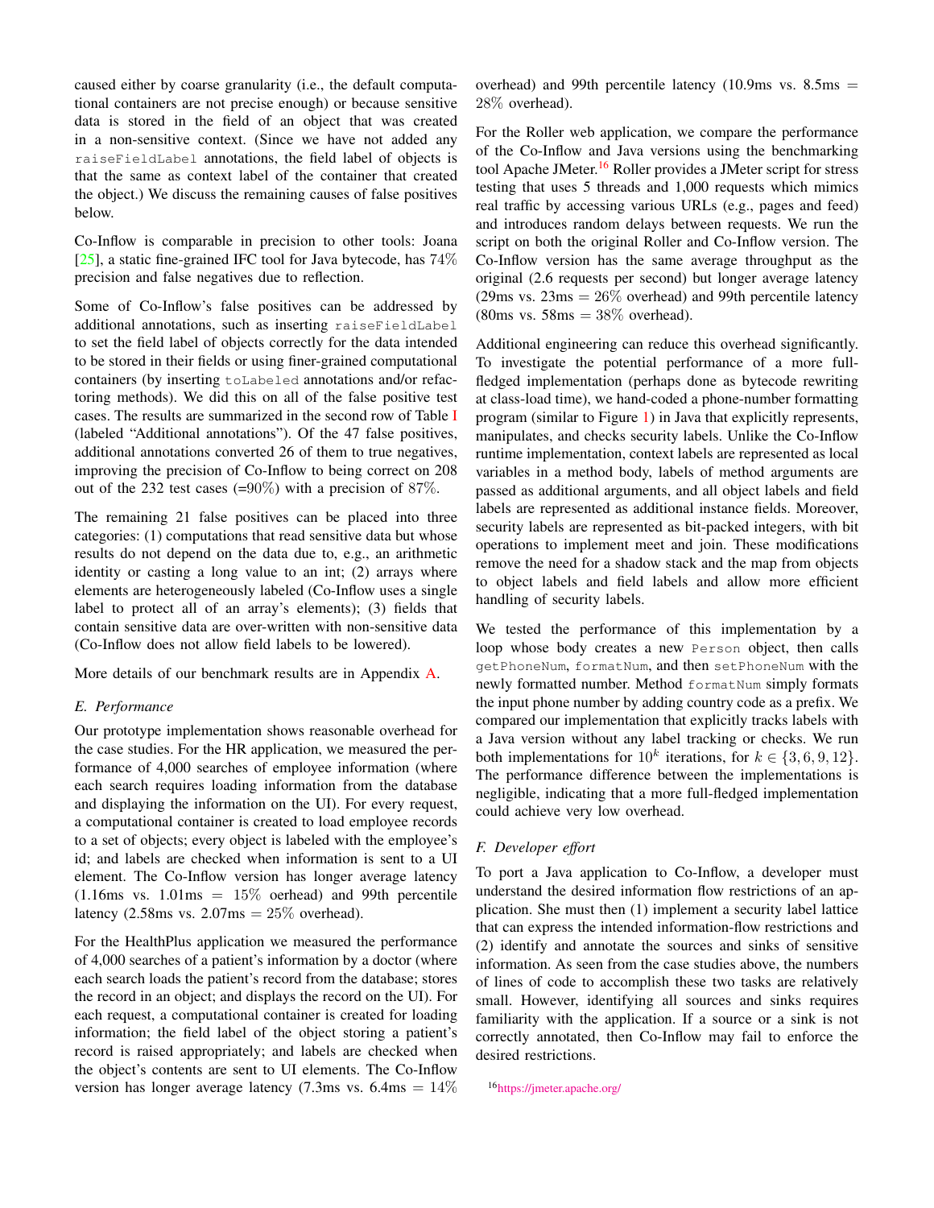caused either by coarse granularity (i.e., the default computational containers are not precise enough) or because sensitive data is stored in the field of an object that was created in a non-sensitive context. (Since we have not added any `raiseFieldLabel` annotations, the field label of objects is that the same as context label of the container that created the object.) We discuss the remaining causes of false positives below.

Co-Inflow is comparable in precision to other tools: Joana [25], a static fine-grained IFC tool for Java bytecode, has 74% precision and false negatives due to reflection.

Some of Co-Inflow's false positives can be addressed by additional annotations, such as inserting `raiseFieldLabel` to set the field label of objects correctly for the data intended to be stored in their fields or using finer-grained computational containers (by inserting `toLabeled` annotations and/or refactoring methods). We did this on all of the false positive test cases. The results are summarized in the second row of Table I (labeled "Additional annotations"). Of the 47 false positives, additional annotations converted 26 of them to true negatives, improving the precision of Co-Inflow to being correct on 208 out of the 232 test cases (=90%) with a precision of 87%.

The remaining 21 false positives can be placed into three categories: (1) computations that read sensitive data but whose results do not depend on the data due to, e.g., an arithmetic identity or casting a long value to an int; (2) arrays where elements are heterogeneously labeled (Co-Inflow uses a single label to protect all of an array's elements); (3) fields that contain sensitive data are over-written with non-sensitive data (Co-Inflow does not allow field labels to be lowered).

More details of our benchmark results are in Appendix A.

### E. Performance

Our prototype implementation shows reasonable overhead for the case studies. For the HR application, we measured the performance of 4,000 searches of employee information (where each search requires loading information from the database and displaying the information on the UI). For every request, a computational container is created to load employee records to a set of objects; every object is labeled with the employee's id; and labels are checked when information is sent to a UI element. The Co-Inflow version has longer average latency (1.16ms vs. 1.01ms = 15% oerhead) and 99th percentile latency (2.58ms vs. 2.07ms = 25% overhead).

For the HealthPlus application we measured the performance of 4,000 searches of a patient's information by a doctor (where each search loads the patient's record from the database; stores the record in an object; and displays the record on the UI). For each request, a computational container is created for loading information; the field label of the object storing a patient's record is raised appropriately; and labels are checked when the object's contents are sent to UI elements. The Co-Inflow version has longer average latency (7.3ms vs. 6.4ms = 14% overhead) and 99th percentile latency (10.9ms vs. 8.5ms = 28% overhead).

For the Roller web application, we compare the performance of the Co-Inflow and Java versions using the benchmarking tool Apache JMeter.[16] Roller provides a JMeter script for stress testing that uses 5 threads and 1,000 requests which mimics real traffic by accessing various URLs (e.g., pages and feed) and introduces random delays between requests. We run the script on both the original Roller and Co-Inflow version. The Co-Inflow version has the same average throughput as the original (2.6 requests per second) but longer average latency (29ms vs. 23ms = 26% overhead) and 99th percentile latency (80ms vs. 58ms = 38% overhead).

Additional engineering can reduce this overhead significantly. To investigate the potential performance of a more full-fledged implementation (perhaps done as bytecode rewriting at class-load time), we hand-coded a phone-number formatting program (similar to Figure 1) in Java that explicitly represents, manipulates, and checks security labels. Unlike the Co-Inflow runtime implementation, context labels are represented as local variables in a method body, labels of method arguments are passed as additional arguments, and all object labels and field labels are represented as additional instance fields. Moreover, security labels are represented as bit-packed integers, with bit operations to implement meet and join. These modifications remove the need for a shadow stack and the map from objects to object labels and field labels and allow more efficient handling of security labels.

We tested the performance of this implementation by a loop whose body creates a new `Person` object, then calls `getPhoneNum`, `formatNum`, and then `setPhoneNum` with the newly formatted number. Method `formatNum` simply formats the input phone number by adding country code as a prefix. We compared our implementation that explicitly tracks labels with a Java version without any label tracking or checks. We run both implementations for $10^k$ iterations, for $k \in \{3, 6, 9, 12\}$. The performance difference between the implementations is negligible, indicating that a more full-fledged implementation could achieve very low overhead.

### F. Developer effort

To port a Java application to Co-Inflow, a developer must understand the desired information flow restrictions of an application. She must then (1) implement a security label lattice that can express the intended information-flow restrictions and (2) identify and annotate the sources and sinks of sensitive information. As seen from the case studies above, the numbers of lines of code to accomplish these two tasks are relatively small. However, identifying all sources and sinks requires familiarity with the application. If a source or a sink is not correctly annotated, then Co-Inflow may fail to enforce the desired restrictions.

[16] https://jmeter.apache.org/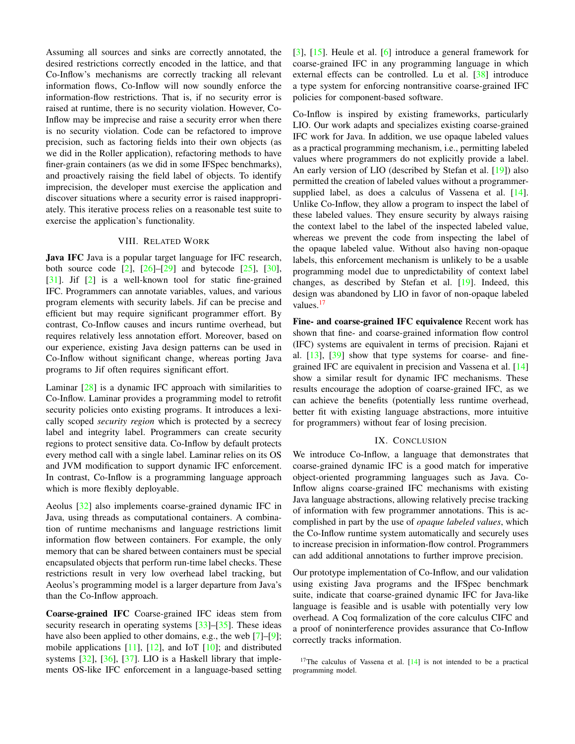Assuming all sources and sinks are correctly annotated, the desired restrictions correctly encoded in the lattice, and that Co-Inflow's mechanisms are correctly tracking all relevant information flows, Co-Inflow will now soundly enforce the information-flow restrictions. That is, if no security error is raised at runtime, there is no security violation. However, Co-Inflow may be imprecise and raise a security error when there is no security violation. Code can be refactored to improve precision, such as factoring fields into their own objects (as we did in the Roller application), refactoring methods to have finer-grain containers (as we did in some IFSpec benchmarks), and proactively raising the field label of objects. To identify imprecision, the developer must exercise the application and discover situations where a security error is raised inappropriately. This iterative process relies on a reasonable test suite to exercise the application's functionality.

## VIII. Related Work

**Java IFC** Java is a popular target language for IFC research, both source code [2], [26]–[29] and bytecode [25], [30], [31]. Jif [2] is a well-known tool for static fine-grained IFC. Programmers can annotate variables, values, and various program elements with security labels. Jif can be precise and efficient but may require significant programmer effort. By contrast, Co-Inflow causes and incurs runtime overhead, but requires relatively less annotation effort. Moreover, based on our experience, existing Java design patterns can be used in Co-Inflow without significant change, whereas porting Java programs to Jif often requires significant effort.

Laminar [28] is a dynamic IFC approach with similarities to Co-Inflow. Laminar provides a programming model to retrofit security policies onto existing programs. It introduces a lexically scoped *security region* which is protected by a secrecy label and integrity label. Programmers can create security regions to protect sensitive data. Co-Inflow by default protects every method call with a single label. Laminar relies on its OS and JVM modification to support dynamic IFC enforcement. In contrast, Co-Inflow is a programming language approach which is more flexibly deployable.

Aeolus [32] also implements coarse-grained dynamic IFC in Java, using threads as computational containers. A combination of runtime mechanisms and language restrictions limit information flow between containers. For example, the only memory that can be shared between containers must be special encapsulated objects that perform run-time label checks. These restrictions result in very low overhead label tracking, but Aeolus's programming model is a larger departure from Java's than the Co-Inflow approach.

**Coarse-grained IFC** Coarse-grained IFC ideas stem from security research in operating systems [33]–[35]. These ideas have also been applied to other domains, e.g., the web [7]–[9]; mobile applications [11], [12], and IoT [10]; and distributed systems [32], [36], [37]. LIO is a Haskell library that implements OS-like IFC enforcement in a language-based setting [3], [15]. Heule et al. [6] introduce a general framework for coarse-grained IFC in any programming language in which external effects can be controlled. Lu et al. [38] introduce a type system for enforcing nontransitive coarse-grained IFC policies for component-based software.

Co-Inflow is inspired by existing frameworks, particularly LIO. Our work adapts and specializes existing coarse-grained IFC work for Java. In addition, we use opaque labeled values as a practical programming mechanism, i.e., permitting labeled values where programmers do not explicitly provide a label. An early version of LIO (described by Stefan et al. [19]) also permitted the creation of labeled values without a programmer-supplied label, as does a calculus of Vassena et al. [14]. Unlike Co-Inflow, they allow a program to inspect the label of these labeled values. They ensure security by always raising the context label to the label of the inspected labeled value, whereas we prevent the code from inspecting the label of the opaque labeled value. Without also having non-opaque labels, this enforcement mechanism is unlikely to be a usable programming model due to unpredictability of context label changes, as described by Stefan et al. [19]. Indeed, this design was abandoned by LIO in favor of non-opaque labeled values.[17]

**Fine- and coarse-grained IFC equivalence** Recent work has shown that fine- and coarse-grained information flow control (IFC) systems are equivalent in terms of precision. Rajani et al. [13], [39] show that type systems for coarse- and fine-grained IFC are equivalent in precision and Vassena et al. [14] show a similar result for dynamic IFC mechanisms. These results encourage the adoption of coarse-grained IFC, as we can achieve the benefits (potentially less runtime overhead, better fit with existing language abstractions, more intuitive for programmers) without fear of losing precision.

## IX. Conclusion

We introduce Co-Inflow, a language that demonstrates that coarse-grained dynamic IFC is a good match for imperative object-oriented programming languages such as Java. Co-Inflow aligns coarse-grained IFC mechanisms with existing Java language abstractions, allowing relatively precise tracking of information with few programmer annotations. This is accomplished in part by the use of *opaque labeled values*, which the Co-Inflow runtime system automatically and securely uses to increase precision in information-flow control. Programmers can add additional annotations to further improve precision.

Our prototype implementation of Co-Inflow, and our validation using existing Java programs and the IFSpec benchmark suite, indicate that coarse-grained dynamic IFC for Java-like language is feasible and is usable with potentially very low overhead. A Coq formalization of the core calculus CIFC and a proof of noninterference provides assurance that Co-Inflow correctly tracks information.

[17] The calculus of Vassena et al. [14] is not intended to be a practical programming model.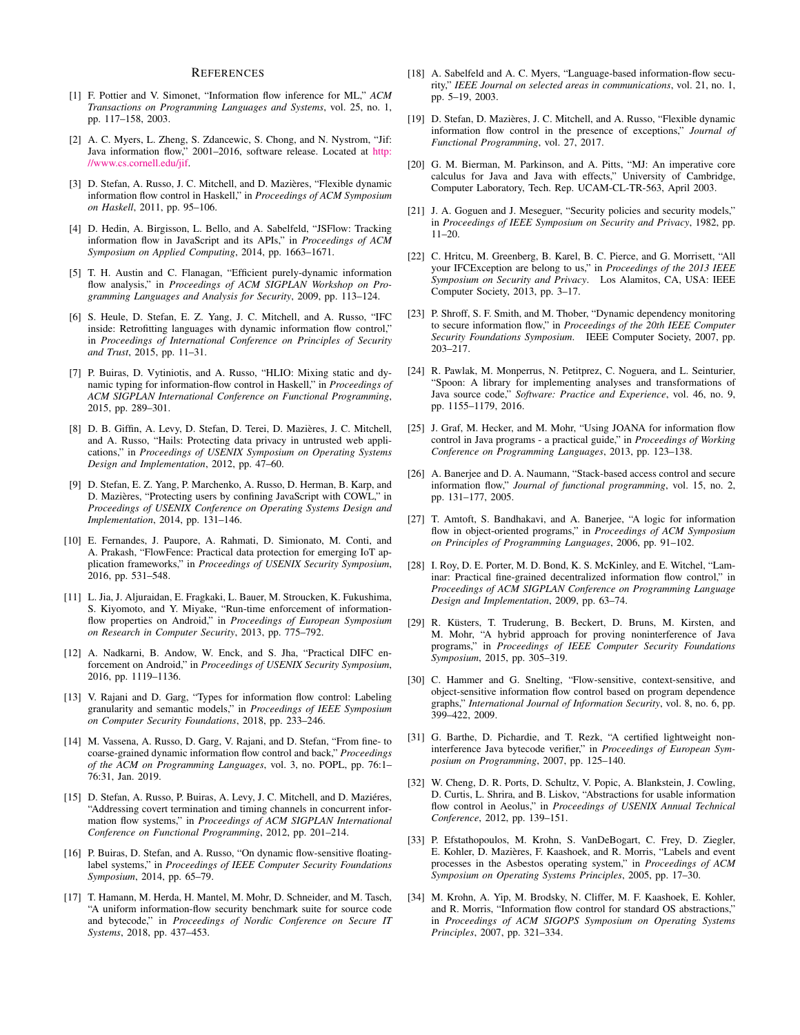# References

[1] F. Pottier and V. Simonet, "Information flow inference for ML," *ACM Transactions on Programming Languages and Systems*, vol. 25, no. 1, pp. 117–158, 2003.

[2] A. C. Myers, L. Zheng, S. Zdancewic, S. Chong, and N. Nystrom, "Jif: Java information flow," 2001–2016, software release. Located at http://www.cs.cornell.edu/jif.

[3] D. Stefan, A. Russo, J. C. Mitchell, and D. Mazières, "Flexible dynamic information flow control in Haskell," in *Proceedings of ACM Symposium on Haskell*, 2011, pp. 95–106.

[4] D. Hedin, A. Birgisson, L. Bello, and A. Sabelfeld, "JSFlow: Tracking information flow in JavaScript and its APIs," in *Proceedings of ACM Symposium on Applied Computing*, 2014, pp. 1663–1671.

[5] T. H. Austin and C. Flanagan, "Efficient purely-dynamic information flow analysis," in *Proceedings of ACM SIGPLAN Workshop on Programming Languages and Analysis for Security*, 2009, pp. 113–124.

[6] S. Heule, D. Stefan, E. Z. Yang, J. C. Mitchell, and A. Russo, "IFC inside: Retrofitting languages with dynamic information flow control," in *Proceedings of International Conference on Principles of Security and Trust*, 2015, pp. 11–31.

[7] P. Buiras, D. Vytiniotis, and A. Russo, "HLIO: Mixing static and dynamic typing for information-flow control in Haskell," in *Proceedings of ACM SIGPLAN International Conference on Functional Programming*, 2015, pp. 289–301.

[8] D. B. Giffin, A. Levy, D. Stefan, D. Terei, D. Mazières, J. C. Mitchell, and A. Russo, "Hails: Protecting data privacy in untrusted web applications," in *Proceedings of USENIX Symposium on Operating Systems Design and Implementation*, 2012, pp. 47–60.

[9] D. Stefan, E. Z. Yang, P. Marchenko, A. Russo, D. Herman, B. Karp, and D. Mazières, "Protecting users by confining JavaScript with COWL," in *Proceedings of USENIX Symposium on Operating Systems Design and Implementation*, 2014, pp. 131–146.

[10] E. Fernandes, J. Paupore, A. Rahmati, D. Simionato, M. Conti, and A. Prakash, "FlowFence: Practical data protection for emerging IoT application frameworks," in *Proceedings of USENIX Security Symposium*, 2016, pp. 531–548.

[11] L. Jia, J. Aljuraidan, E. Fragkaki, L. Bauer, M. Stroucken, K. Fukushima, S. Kiyomoto, and Y. Miyake, "Run-time enforcement of information-flow properties on Android," in *Proceedings of European Symposium on Research in Computer Security*, 2013, pp. 775–792.

[12] A. Nadkarni, B. Andow, W. Enck, and S. Jha, "Practical DIFC enforcement on Android," in *Proceedings of USENIX Security Symposium*, 2016, pp. 1119–1136.

[13] V. Rajani and D. Garg, "Types for information flow control: Labeling granularity and semantic models," in *Proceedings of IEEE Symposium on Computer Security Foundations*, 2018, pp. 233–246.

[14] M. Vassena, A. Russo, D. Garg, V. Rajani, and D. Stefan, "From fine- to coarse-grained dynamic information flow control and back," *Proceedings of the ACM on Programming Languages*, vol. 3, no. POPL, pp. 76:1–76:31, Jan. 2019.

[15] D. Stefan, A. Russo, P. Buiras, A. Levy, J. C. Mitchell, and D. Maziéres, "Addressing covert termination and timing channels in concurrent information flow systems," in *Proceedings of ACM SIGPLAN International Conference on Functional Programming*, 2012, pp. 201–214.

[16] P. Buiras, D. Stefan, and A. Russo, "On dynamic flow-sensitive floating-label systems," in *Proceedings of IEEE Computer Security Foundations Symposium*, 2014, pp. 65–79.

[17] T. Hamann, M. Herda, H. Mantel, M. Mohr, D. Schneider, and M. Tasch, "A uniform information-flow security benchmark suite for source code and bytecode," in *Proceedings of Nordic Conference on Secure IT Systems*, 2018, pp. 437–453.

[18] A. Sabelfeld and A. C. Myers, "Language-based information-flow security," *IEEE Journal on selected areas in communications*, vol. 21, no. 1, pp. 5–19, 2003.

[19] D. Stefan, D. Mazières, J. C. Mitchell, and A. Russo, "Flexible dynamic information flow control in the presence of exceptions," *Journal of Functional Programming*, vol. 27, 2017.

[20] G. M. Bierman, M. Parkinson, and A. Pitts, "MJ: An imperative core calculus for Java and Java with effects," University of Cambridge, Computer Laboratory, Tech. Rep. UCAM-CL-TR-563, April 2003.

[21] J. A. Goguen and J. Meseguer, "Security policies and security models," in *Proceedings of IEEE Symposium on Security and Privacy*, 1982, pp. 11–20.

[22] C. Hritcu, M. Greenberg, B. Karel, B. C. Pierce, and G. Morrisett, "All your IFCException are belong to us," in *Proceedings of the 2013 IEEE Symposium on Security and Privacy*. Los Alamitos, CA, USA: IEEE Computer Society, 2013, pp. 3–17.

[23] P. Shroff, S. F. Smith, and M. Thober, "Dynamic dependency monitoring to secure information flow," in *Proceedings of the 20th IEEE Computer Security Foundations Symposium*. IEEE Computer Society, 2007, pp. 203–217.

[24] R. Pawlak, M. Monperrus, N. Petitprez, C. Noguera, and L. Seinturier, "Spoon: A library for implementing analyses and transformations of Java source code," *Software: Practice and Experience*, vol. 46, no. 9, pp. 1155–1179, 2016.

[25] J. Graf, M. Hecker, and M. Mohr, "Using JOANA for information flow control in Java programs - a practical guide," in *Proceedings of Working Conference on Programming Languages*, 2013, pp. 123–138.

[26] A. Banerjee and D. A. Naumann, "Stack-based access control and secure information flow," *Journal of functional programming*, vol. 15, no. 2, pp. 131–177, 2005.

[27] T. Amtoft, S. Bandhakavi, and A. Banerjee, "A logic for information flow in object-oriented programs," in *Proceedings of ACM Symposium on Principles of Programming Languages*, 2006, pp. 91–102.

[28] I. Roy, D. E. Porter, M. D. Bond, K. S. McKinley, and E. Witchel, "Laminar: Practical fine-grained decentralized information flow control," in *Proceedings of ACM SIGPLAN Conference on Programming Language Design and Implementation*, 2009, pp. 63–74.

[29] R. Küsters, T. Truderung, B. Beckert, D. Bruns, M. Kirsten, and M. Mohr, "A hybrid approach for proving noninterference of Java programs," in *Proceedings of IEEE Computer Security Foundations Symposium*, 2015, pp. 305–319.

[30] C. Hammer and G. Snelting, "Flow-sensitive, context-sensitive, and object-sensitive information flow control based on program dependence graphs," *International Journal of Information Security*, vol. 8, no. 6, pp. 399–422, 2009.

[31] G. Barthe, D. Pichardie, and T. Rezk, "A certified lightweight non-interference Java bytecode verifier," in *Proceedings of European Symposium on Programming*, 2007, pp. 125–140.

[32] W. Cheng, D. R. Ports, D. Schultz, V. Popic, A. Blankstein, J. Cowling, D. Curtis, L. Shrira, and B. Liskov, "Abstractions for usable information flow control in Aeolus," in *Proceedings of USENIX Annual Technical Conference*, 2012, pp. 139–151.

[33] P. Efstathopoulos, M. Krohn, S. VanDeBogart, C. Frey, D. Ziegler, E. Kohler, D. Mazières, F. Kaashoek, and R. Morris, "Labels and event processes in the Asbestos operating system," in *Proceedings of ACM Symposium on Operating Systems Principles*, 2005, pp. 17–30.

[34] M. Krohn, A. Yip, M. Brodsky, N. Cliffer, M. F. Kaashoek, E. Kohler, and R. Morris, "Information flow control for standard OS abstractions," in *Proceedings of ACM SIGOPS Symposium on Operating Systems Principles*, 2007, pp. 321–334.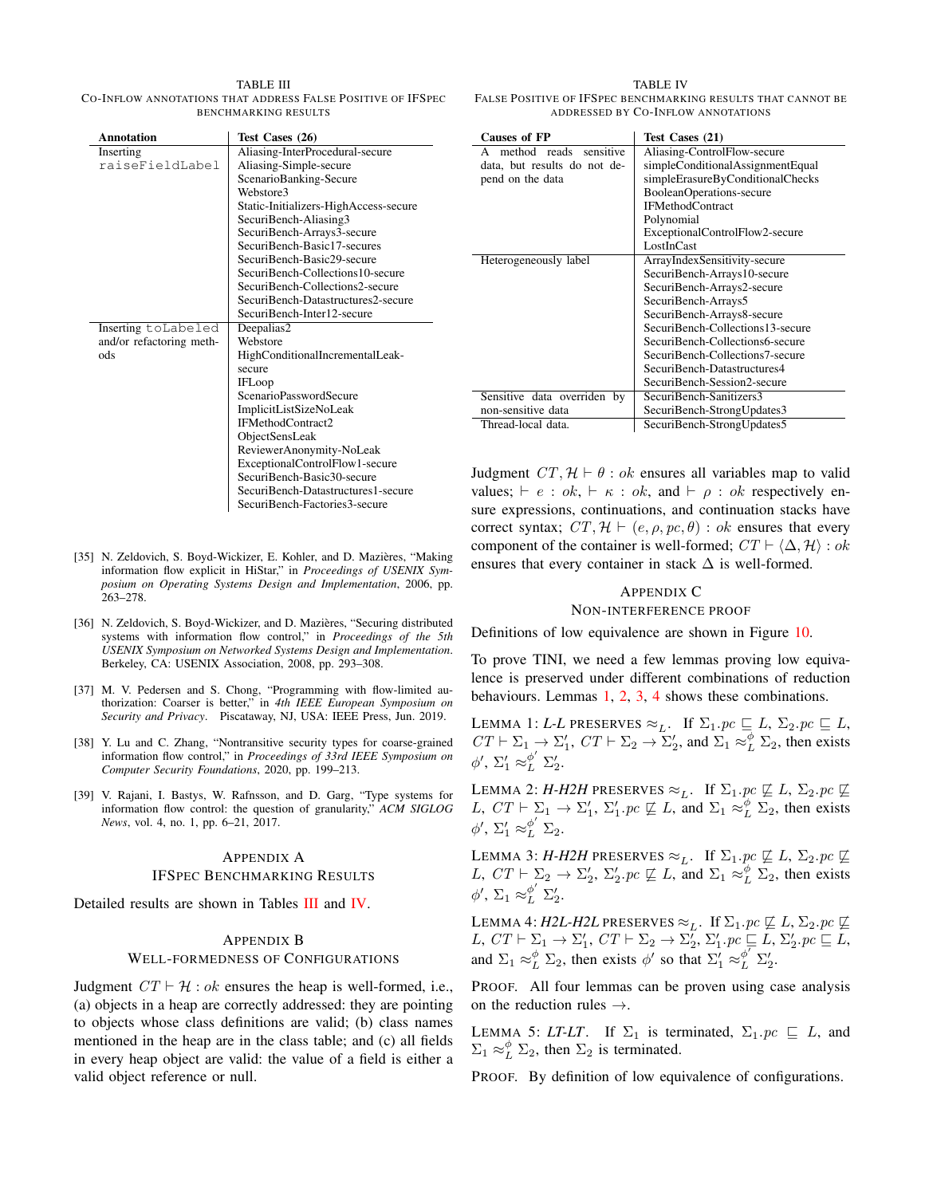TABLE III
CO-INFLOW ANNOTATIONS THAT ADDRESS FALSE POSITIVE OF IFSPEC BENCHMARKING RESULTS

| Annotation | Test Cases (26) |
|---|---|
| Inserting `raiseFieldLabel` | Aliasing-InterProcedural-secure |
| | Aliasing-Simple-secure |
| | ScenarioBanking-Secure |
| | Webstore3 |
| | Static-Initializers-HighAccess-secure |
| | SecuriBench-Aliasing3 |
| | SecuriBench-Arrays3-secure |
| | SecuriBench-Basic17-secures |
| | SecuriBench-Basic29-secure |
| | SecuriBench-Collections10-secure |
| | SecuriBench-Collections2-secure |
| | SecuriBench-Datastructures2-secure |
| | SecuriBench-Inter12-secure |
| Inserting `toLabeled` and/or refactoring methods | Deepalias2 |
| | Webstore |
| | HighConditionalIncrementalLeak-secure |
| | IFLoop |
| | ScenarioPasswordSecure |
| | ImplicitListSizeNoLeak |
| | IFMethodContract2 |
| | ObjectSensLeak |
| | ReviewerAnonymity-NoLeak |
| | ExceptionalControlFlow1-secure |
| | SecuriBench-Basic30-secure |
| | SecuriBench-Datastructures1-secure |
| | SecuriBench-Factories3-secure |

[35] N. Zeldovich, S. Boyd-Wickizer, E. Kohler, and D. Mazières, "Making information flow explicit in HiStar," in *Proceedings of USENIX Symposium on Operating Systems Design and Implementation*, 2006, pp. 263–278.

[36] N. Zeldovich, S. Boyd-Wickizer, and D. Mazières, "Securing distributed systems with information flow control," in *Proceedings of the 5th USENIX Symposium on Networked Systems Design and Implementation*. Berkeley, CA: USENIX Association, 2008, pp. 293–308.

[37] M. V. Pedersen and S. Chong, "Programming with flow-limited authorization: Coarser is better," in *4th IEEE European Symposium on Security and Privacy*. Piscataway, NJ, USA: IEEE Press, Jun. 2019.

[38] Y. Lu and C. Zhang, "Nontransitive security types for coarse-grained information flow control," in *Proceedings of 33rd IEEE Symposium on Computer Security Foundations*, 2020, pp. 199–213.

[39] V. Rajani, I. Bastys, W. Rafnsson, and D. Garg, "Type systems for information flow control: the question of granularity," *ACM SIGLOG News*, vol. 4, no. 1, pp. 6–21, 2017.

## APPENDIX A
## IFSPEC BENCHMARKING RESULTS

Detailed results are shown in Tables III and IV.

## APPENDIX B
## WELL-FORMEDNESS OF CONFIGURATIONS

Judgment $CT \vdash \mathcal{H} : ok$ ensures the heap is well-formed, i.e., (a) objects in a heap are correctly addressed: they are pointing to objects whose class definitions are valid; (b) class names mentioned in the heap are in the class table; and (c) all fields in every heap object are valid: the value of a field is either a valid object reference or null.

TABLE IV
FALSE POSITIVE OF IFSPEC BENCHMARKING RESULTS THAT CANNOT BE ADDRESSED BY CO-INFLOW ANNOTATIONS

| Causes of FP | Test Cases (21) |
|---|---|
| A method reads sensitive data, but results do not depend on the data | Aliasing-ControlFlow-secure |
| | simpleConditionalAssignmentEqual |
| | simpleErasureByConditionalChecks |
| | BooleanOperations-secure |
| | IFMethodContract |
| | Polynomial |
| | ExceptionalControlFlow2-secure |
| | LostInCast |
| Heterogeneously label | ArrayIndexSensitivity-secure |
| | SecuriBench-Arrays10-secure |
| | SecuriBench-Arrays2-secure |
| | SecuriBench-Arrays5 |
| | SecuriBench-Arrays8-secure |
| | SecuriBench-Collections13-secure |
| | SecuriBench-Collections6-secure |
| | SecuriBench-Collections7-secure |
| | SecuriBench-Datastructures4 |
| | SecuriBench-Session2-secure |
| Sensitive data overriden by non-sensitive data | SecuriBench-Sanitizers3 |
| | SecuriBench-StrongUpdates3 |
| Thread-local data. | SecuriBench-StrongUpdates5 |

Judgment $CT, \mathcal{H} \vdash \theta : ok$ ensures all variables map to valid values; $\vdash e : ok$, $\vdash \kappa : ok$, and $\vdash \rho : ok$ respectively ensure expressions, continuations, and continuation stacks have correct syntax; $CT, \mathcal{H} \vdash (e, \rho, pc, \theta) : ok$ ensures that every component of the container is well-formed; $CT \vdash \langle \Delta, \mathcal{H} \rangle : ok$ ensures that every container in stack $\Delta$ is well-formed.

## APPENDIX C
## NON-INTERFERENCE PROOF

Definitions of low equivalence are shown in Figure 10.

To prove TINI, we need a few lemmas proving low equivalence is preserved under different combinations of reduction behaviours. Lemmas 1, 2, 3, 4 shows these combinations.

LEMMA 1: *L-L* PRESERVES $\approx_L$. If $\Sigma_1.pc \sqsubseteq L$, $\Sigma_2.pc \sqsubseteq L$, $CT \vdash \Sigma_1 \to \Sigma_1'$, $CT \vdash \Sigma_2 \to \Sigma_2'$, and $\Sigma_1 \approx_L^{\phi} \Sigma_2$, then exists $\phi'$, $\Sigma_1' \approx_L^{\phi'} \Sigma_2'$.

LEMMA 2: *H-H2H* PRESERVES $\approx_L$. If $\Sigma_1.pc \not\sqsubseteq L$, $\Sigma_2.pc \not\sqsubseteq L$, $CT \vdash \Sigma_1 \to \Sigma_1'$, $\Sigma_1'.pc \not\sqsubseteq L$, and $\Sigma_1 \approx_L^{\phi} \Sigma_2$, then exists $\phi'$, $\Sigma_1' \approx_L^{\phi'} \Sigma_2$.

LEMMA 3: *H-H2H* PRESERVES $\approx_L$. If $\Sigma_1.pc \not\sqsubseteq L$, $\Sigma_2.pc \not\sqsubseteq L$, $CT \vdash \Sigma_2 \to \Sigma_2'$, $\Sigma_2'.pc \not\sqsubseteq L$, and $\Sigma_1 \approx_L^{\phi} \Sigma_2$, then exists $\phi'$, $\Sigma_1 \approx_L^{\phi'} \Sigma_2'$.

LEMMA 4: *H2L-H2L* PRESERVES $\approx_L$. If $\Sigma_1.pc \not\sqsubseteq L$, $\Sigma_2.pc \not\sqsubseteq L$, $CT \vdash \Sigma_1 \to \Sigma_1'$, $CT \vdash \Sigma_2 \to \Sigma_2'$, $\Sigma_1'.pc \sqsubseteq L$, $\Sigma_2'.pc \sqsubseteq L$, and $\Sigma_1 \approx_L^{\phi} \Sigma_2$, then exists $\phi'$ so that $\Sigma_1' \approx_L^{\phi'} \Sigma_2'$.

PROOF. All four lemmas can be proven using case analysis on the reduction rules $\to$.

LEMMA 5: *LT-LT*. If $\Sigma_1$ is terminated, $\Sigma_1.pc \sqsubseteq L$, and $\Sigma_1 \approx_L^{\phi} \Sigma_2$, then $\Sigma_2$ is terminated.

PROOF. By definition of low equivalence of configurations.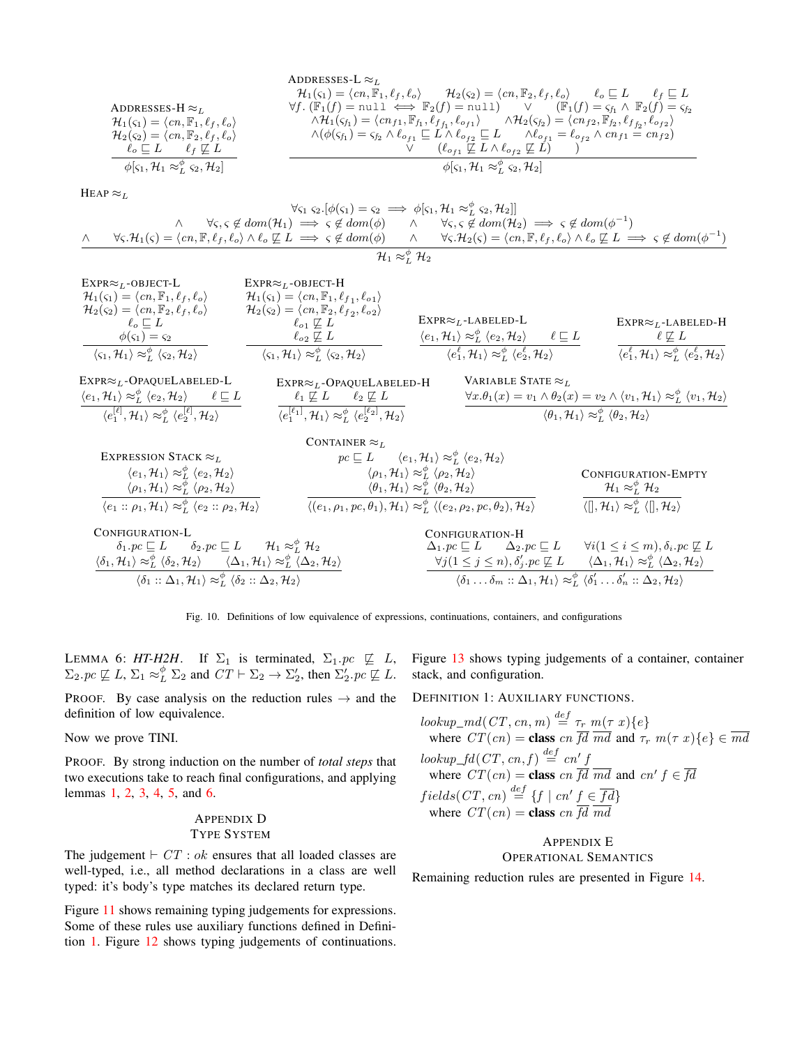**Addresses-H $\approx_L$**

$$\frac{\mathcal{H}_1(\varsigma_1) = \langle cn, \mathbb{F}_1, \ell_f, \ell_o\rangle \quad \mathcal{H}_2(\varsigma_2) = \langle cn, \mathbb{F}_2, \ell_f, \ell_o\rangle \quad \ell_o \sqsubseteq L \quad \ell_f \not\sqsubseteq L}{\phi[\varsigma_1, \mathcal{H}_1 \approx_L^\phi \varsigma_2, \mathcal{H}_2]}$$

**Addresses-L $\approx_L$**

$$\frac{\begin{array}{c}\mathcal{H}_1(\varsigma_1) = \langle cn, \mathbb{F}_1, \ell_f, \ell_o\rangle \quad \mathcal{H}_2(\varsigma_2) = \langle cn, \mathbb{F}_2, \ell_f, \ell_o\rangle \quad \ell_o \sqsubseteq L \quad \ell_f \sqsubseteq L \\ \forall f.\ (\mathbb{F}_1(f) = \texttt{null} \iff \mathbb{F}_2(f) = \texttt{null}) \quad \vee \quad (\mathbb{F}_1(f) = \varsigma_{f_1} \wedge \mathbb{F}_2(f) = \varsigma_{f_2} \\ \wedge \mathcal{H}_1(\varsigma_{f_1}) = \langle cn_{f1}, \mathbb{F}_{f_1}, \ell_{f_{f_1}}, \ell_{o_{f1}}\rangle \quad \wedge \mathcal{H}_2(\varsigma_{f_2}) = \langle cn_{f2}, \mathbb{F}_{f_2}, \ell_{f_{f_2}}, \ell_{o_{f2}}\rangle \\ \wedge(\phi(\varsigma_{f_1}) = \varsigma_{f_2} \wedge \ell_{o_{f1}} \sqsubseteq L \wedge \ell_{o_{f2}} \sqsubseteq L \quad \wedge \ell_{o_{f1}} = \ell_{o_{f2}} \wedge cn_{f1} = cn_{f2}) \\ \vee \quad (\ell_{o_{f1}} \not\sqsubseteq L \wedge \ell_{o_{f2}} \not\sqsubseteq L) \quad )\end{array}}{\phi[\varsigma_1, \mathcal{H}_1 \approx_L^\phi \varsigma_2, \mathcal{H}_2]}$$

**Heap $\approx_L$**

$$\frac{\begin{array}{c}\forall \varsigma_1\ \varsigma_2.[\phi(\varsigma_1) = \varsigma_2 \implies \phi[\varsigma_1, \mathcal{H}_1 \approx_L^\phi \varsigma_2, \mathcal{H}_2]] \\ \wedge \quad \forall \varsigma, \varsigma \notin dom(\mathcal{H}_1) \implies \varsigma \notin dom(\phi) \quad \wedge \quad \forall \varsigma, \varsigma \notin dom(\mathcal{H}_2) \implies \varsigma \notin dom(\phi^{-1}) \\ \wedge \quad \forall \varsigma.\mathcal{H}_1(\varsigma) = \langle cn, \mathbb{F}, \ell_f, \ell_o\rangle \wedge \ell_o \not\sqsubseteq L \implies \varsigma \notin dom(\phi) \quad \wedge \quad \forall \varsigma.\mathcal{H}_2(\varsigma) = \langle cn, \mathbb{F}, \ell_f, \ell_o\rangle \wedge \ell_o \not\sqsubseteq L \implies \varsigma \notin dom(\phi^{-1})\end{array}}{\mathcal{H}_1 \approx_L^\phi \mathcal{H}_2}$$

**Expr$\approx_L$-object-L**

$$\frac{\mathcal{H}_1(\varsigma_1) = \langle cn, \mathbb{F}_1, \ell_f, \ell_o\rangle \quad \mathcal{H}_2(\varsigma_2) = \langle cn, \mathbb{F}_2, \ell_f, \ell_o\rangle \quad \ell_o \sqsubseteq L \quad \phi(\varsigma_1) = \varsigma_2}{\langle \varsigma_1, \mathcal{H}_1\rangle \approx_L^\phi \langle \varsigma_2, \mathcal{H}_2\rangle}$$

**Expr$\approx_L$-object-H**

$$\frac{\mathcal{H}_1(\varsigma_1) = \langle cn, \mathbb{F}_1, \ell_{f_1}, \ell_{o1}\rangle \quad \mathcal{H}_2(\varsigma_2) = \langle cn, \mathbb{F}_2, \ell_{f_2}, \ell_{o2}\rangle \quad \ell_{o1} \not\sqsubseteq L \quad \ell_{o2} \not\sqsubseteq L}{\langle \varsigma_1, \mathcal{H}_1\rangle \approx_L^\phi \langle \varsigma_2, \mathcal{H}_2\rangle}$$

**Expr$\approx_L$-labeled-L**

$$\frac{\langle e_1, \mathcal{H}_1\rangle \approx_L^\phi \langle e_2, \mathcal{H}_2\rangle \quad \ell \sqsubseteq L}{\langle e_1^\ell, \mathcal{H}_1\rangle \approx_L^\phi \langle e_2^\ell, \mathcal{H}_2\rangle}$$

**Expr$\approx_L$-labeled-H**

$$\frac{\ell \not\sqsubseteq L}{\langle e_1^\ell, \mathcal{H}_1\rangle \approx_L^\phi \langle e_2^\ell, \mathcal{H}_2\rangle}$$

**Expr$\approx_L$-OpaqueLabeled-L**

$$\frac{\langle e_1, \mathcal{H}_1\rangle \approx_L^\phi \langle e_2, \mathcal{H}_2\rangle \quad \ell \sqsubseteq L}{\langle e_1^{[\ell]}, \mathcal{H}_1\rangle \approx_L^\phi \langle e_2^{[\ell]}, \mathcal{H}_2\rangle}$$

**Expr$\approx_L$-OpaqueLabeled-H**

$$\frac{\ell_1 \not\sqsubseteq L \quad \ell_2 \not\sqsubseteq L}{\langle e_1^{[\ell_1]}, \mathcal{H}_1\rangle \approx_L^\phi \langle e_2^{[\ell_2]}, \mathcal{H}_2\rangle}$$

**Variable State $\approx_L$**

$$\frac{\forall x.\theta_1(x) = v_1 \wedge \theta_2(x) = v_2 \wedge \langle v_1, \mathcal{H}_1\rangle \approx_L^\phi \langle v_1, \mathcal{H}_2\rangle}{\langle \theta_1, \mathcal{H}_1\rangle \approx_L^\phi \langle \theta_2, \mathcal{H}_2\rangle}$$

**Expression Stack $\approx_L$**

$$\frac{\langle e_1, \mathcal{H}_1\rangle \approx_L^\phi \langle e_2, \mathcal{H}_2\rangle \quad \langle \rho_1, \mathcal{H}_1\rangle \approx_L^\phi \langle \rho_2, \mathcal{H}_2\rangle}{\langle e_1 :: \rho_1, \mathcal{H}_1\rangle \approx_L^\phi \langle e_2 :: \rho_2, \mathcal{H}_2\rangle}$$

**Container $\approx_L$**

$$\frac{pc \sqsubseteq L \quad \langle e_1, \mathcal{H}_1\rangle \approx_L^\phi \langle e_2, \mathcal{H}_2\rangle \quad \langle \rho_1, \mathcal{H}_1\rangle \approx_L^\phi \langle \rho_2, \mathcal{H}_2\rangle \quad \langle \theta_1, \mathcal{H}_1\rangle \approx_L^\phi \langle \theta_2, \mathcal{H}_2\rangle}{\langle (e_1, \rho_1, pc, \theta_1), \mathcal{H}_1\rangle \approx_L^\phi \langle (e_2, \rho_2, pc, \theta_2), \mathcal{H}_2\rangle}$$

**Configuration-Empty**

$$\frac{\mathcal{H}_1 \approx_L^\phi \mathcal{H}_2}{\langle [], \mathcal{H}_1\rangle \approx_L^\phi \langle [], \mathcal{H}_2\rangle}$$

**Configuration-L**

$$\frac{\delta_1.pc \sqsubseteq L \quad \delta_2.pc \sqsubseteq L \quad \mathcal{H}_1 \approx_L^\phi \mathcal{H}_2 \quad \langle \delta_1, \mathcal{H}_1\rangle \approx_L^\phi \langle \delta_2, \mathcal{H}_2\rangle \quad \langle \Delta_1, \mathcal{H}_1\rangle \approx_L^\phi \langle \Delta_2, \mathcal{H}_2\rangle}{\langle \delta_1 :: \Delta_1, \mathcal{H}_1\rangle \approx_L^\phi \langle \delta_2 :: \Delta_2, \mathcal{H}_2\rangle}$$

**Configuration-H**

$$\frac{\Delta_1.pc \sqsubseteq L \quad \Delta_2.pc \sqsubseteq L \quad \forall i(1 \le i \le m), \delta_i.pc \not\sqsubseteq L \quad \forall j(1 \le j \le n), \delta'_j.pc \not\sqsubseteq L \quad \langle \Delta_1, \mathcal{H}_1\rangle \approx_L^\phi \langle \Delta_2, \mathcal{H}_2\rangle}{\langle \delta_1 \dots \delta_m :: \Delta_1, \mathcal{H}_1\rangle \approx_L^\phi \langle \delta'_1 \dots \delta'_n :: \Delta_2, \mathcal{H}_2\rangle}$$

Fig. 10. Definitions of low equivalence of expressions, continuations, containers, and configurations

Lemma 6: ***HT-H2H***. If $\Sigma_1$ is terminated, $\Sigma_1.pc \not\sqsubseteq L$, $\Sigma_2.pc \not\sqsubseteq L$, $\Sigma_1 \approx_L^\phi \Sigma_2$ and $CT \vdash \Sigma_2 \to \Sigma'_2$, then $\Sigma'_2.pc \not\sqsubseteq L$.

Proof. By case analysis on the reduction rules $\to$ and the definition of low equivalence.

Now we prove TINI.

Proof. By strong induction on the number of *total steps* that two executions take to reach final configurations, and applying lemmas 1, 2, 3, 4, 5, and 6.

## Appendix D
## Type System

The judgement $\vdash CT : ok$ ensures that all loaded classes are well-typed, i.e., all method declarations in a class are well typed: it's body's type matches its declared return type.

Figure 11 shows remaining typing judgements for expressions. Some of these rules use auxiliary functions defined in Definition 1. Figure 12 shows typing judgements of continuations. Figure 13 shows typing judgements of a container, container stack, and configuration.

Definition 1: Auxiliary functions.

$lookup\_md(CT, cn, m) \overset{def}{=} \tau_r\ m(\tau\ x)\{e\}$
 where $CT(cn) = \textbf{class}\ cn\ \overline{fd}\ \overline{md}$ and $\tau_r\ m(\tau\ x)\{e\} \in \overline{md}$

$lookup\_fd(CT, cn, f) \overset{def}{=} cn'\ f$
 where $CT(cn) = \textbf{class}\ cn\ \overline{fd}\ \overline{md}$ and $cn'\ f \in \overline{fd}$

$fields(CT, cn) \overset{def}{=} \{f \mid cn'\ f \in \overline{fd}\}$
 where $CT(cn) = \textbf{class}\ cn\ \overline{fd}\ \overline{md}$

## Appendix E
## Operational Semantics

Remaining reduction rules are presented in Figure 14.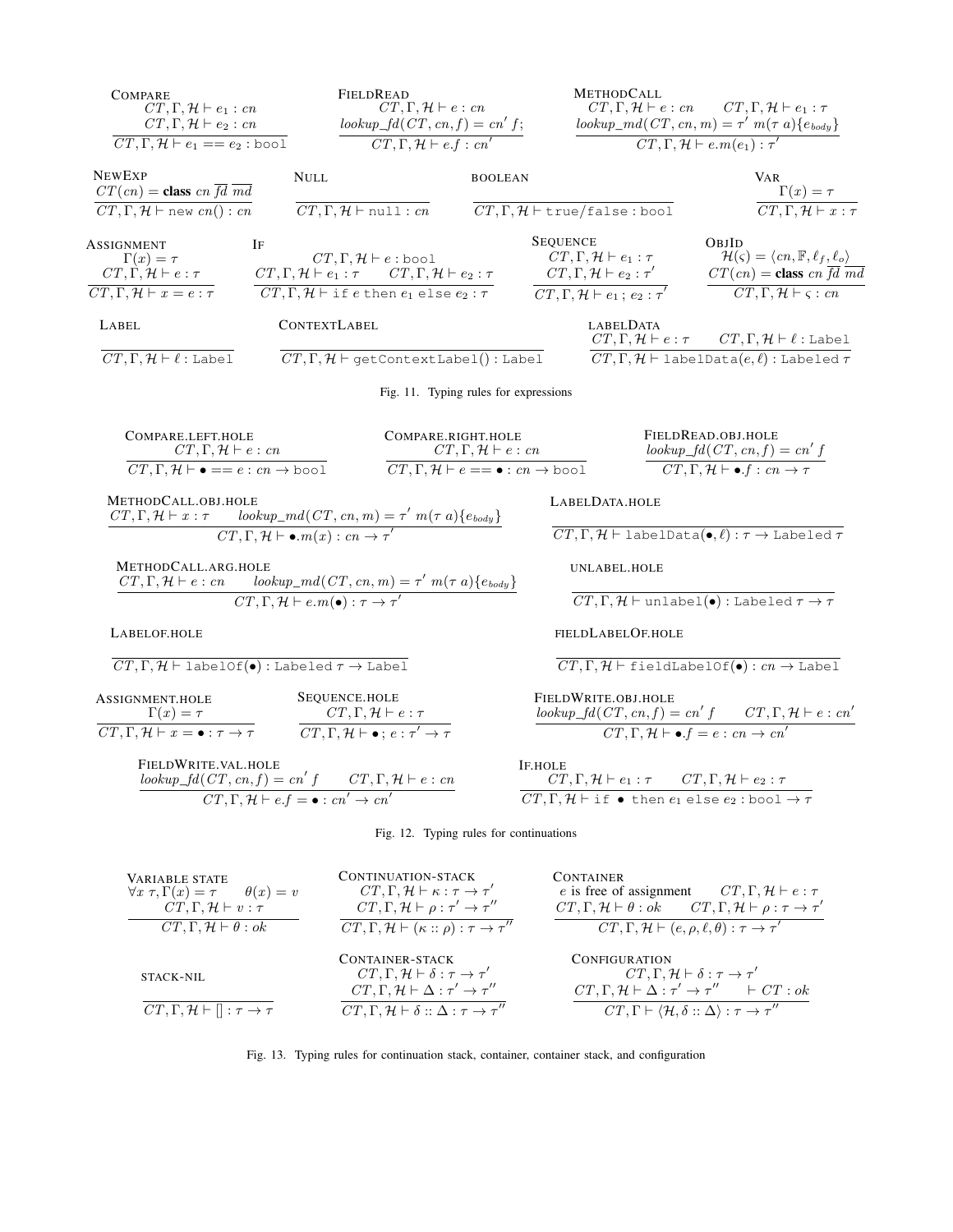**COMPARE**
$$\frac{CT, \Gamma, \mathcal{H} \vdash e_1 : cn \qquad CT, \Gamma, \mathcal{H} \vdash e_2 : cn}{CT, \Gamma, \mathcal{H} \vdash e_1 == e_2 : \texttt{bool}}$$

**FIELDREAD**
$$\frac{CT, \Gamma, \mathcal{H} \vdash e : cn \qquad lookup\_fd(CT, cn, f) = cn'\ f;}{CT, \Gamma, \mathcal{H} \vdash e.f : cn'}$$

**METHODCALL**
$$\frac{CT, \Gamma, \mathcal{H} \vdash e : cn \qquad CT, \Gamma, \mathcal{H} \vdash e_1 : \tau \qquad lookup\_md(CT, cn, m) = \tau'\ m(\tau\ a)\{e_{body}\}}{CT, \Gamma, \mathcal{H} \vdash e.m(e_1) : \tau'}$$

**NEWEXP**
$$\frac{CT(cn) = \textbf{class}\ cn\ \overline{fd}\ \overline{md}}{CT, \Gamma, \mathcal{H} \vdash \texttt{new}\ cn() : cn}$$

**NULL**
$$\frac{}{CT, \Gamma, \mathcal{H} \vdash \texttt{null} : cn}$$

**BOOLEAN**
$$\frac{}{CT, \Gamma, \mathcal{H} \vdash \texttt{true/false} : \texttt{bool}}$$

**VAR**
$$\frac{\Gamma(x) = \tau}{CT, \Gamma, \mathcal{H} \vdash x : \tau}$$

**ASSIGNMENT**
$$\frac{\Gamma(x) = \tau \qquad CT, \Gamma, \mathcal{H} \vdash e : \tau}{CT, \Gamma, \mathcal{H} \vdash x = e : \tau}$$

**IF**
$$\frac{CT, \Gamma, \mathcal{H} \vdash e : \texttt{bool} \qquad CT, \Gamma, \mathcal{H} \vdash e_1 : \tau \qquad CT, \Gamma, \mathcal{H} \vdash e_2 : \tau}{CT, \Gamma, \mathcal{H} \vdash \texttt{if}\ e\ \texttt{then}\ e_1\ \texttt{else}\ e_2 : \tau}$$

**SEQUENCE**
$$\frac{CT, \Gamma, \mathcal{H} \vdash e_1 : \tau \qquad CT, \Gamma, \mathcal{H} \vdash e_2 : \tau'}{CT, \Gamma, \mathcal{H} \vdash e_1\ ;\ e_2 : \tau'}$$

**OBJID**
$$\frac{\mathcal{H}(\varsigma) = \langle cn, \mathbb{F}, \ell_f, \ell_o \rangle \qquad CT(cn) = \textbf{class}\ cn\ \overline{fd}\ \overline{md}}{CT, \Gamma, \mathcal{H} \vdash \varsigma : cn}$$

**LABEL**
$$\frac{}{CT, \Gamma, \mathcal{H} \vdash \ell : \texttt{Label}}$$

**CONTEXTLABEL**
$$\frac{}{CT, \Gamma, \mathcal{H} \vdash \texttt{getContextLabel()} : \texttt{Label}}$$

**LABELDATA**
$$\frac{CT, \Gamma, \mathcal{H} \vdash e : \tau \qquad CT, \Gamma, \mathcal{H} \vdash \ell : \texttt{Label}}{CT, \Gamma, \mathcal{H} \vdash \texttt{labelData}(e, \ell) : \texttt{Labeled}\ \tau}$$

Fig. 11. Typing rules for expressions

**COMPARE.LEFT.HOLE**
$$\frac{CT, \Gamma, \mathcal{H} \vdash e : cn}{CT, \Gamma, \mathcal{H} \vdash \bullet == e : cn \rightarrow \texttt{bool}}$$

**COMPARE.RIGHT.HOLE**
$$\frac{CT, \Gamma, \mathcal{H} \vdash e : cn}{CT, \Gamma, \mathcal{H} \vdash e == \bullet : cn \rightarrow \texttt{bool}}$$

**FIELDREAD.OBJ.HOLE**
$$\frac{lookup\_fd(CT, cn, f) = cn'\ f}{CT, \Gamma, \mathcal{H} \vdash \bullet.f : cn \rightarrow \tau}$$

**METHODCALL.OBJ.HOLE**
$$\frac{CT, \Gamma, \mathcal{H} \vdash x : \tau \qquad lookup\_md(CT, cn, m) = \tau'\ m(\tau\ a)\{e_{body}\}}{CT, \Gamma, \mathcal{H} \vdash \bullet.m(x) : cn \rightarrow \tau'}$$

**LABELDATA.HOLE**
$$\frac{}{CT, \Gamma, \mathcal{H} \vdash \texttt{labelData}(\bullet, \ell) : \tau \rightarrow \texttt{Labeled}\ \tau}$$

**METHODCALL.ARG.HOLE**
$$\frac{CT, \Gamma, \mathcal{H} \vdash e : cn \qquad lookup\_md(CT, cn, m) = \tau'\ m(\tau\ a)\{e_{body}\}}{CT, \Gamma, \mathcal{H} \vdash e.m(\bullet) : \tau \rightarrow \tau'}$$

**UNLABEL.HOLE**
$$\frac{}{CT, \Gamma, \mathcal{H} \vdash \texttt{unlabel}(\bullet) : \texttt{Labeled}\ \tau \rightarrow \tau}$$

**LABELOF.HOLE**
$$\frac{}{CT, \Gamma, \mathcal{H} \vdash \texttt{labelOf}(\bullet) : \texttt{Labeled}\ \tau \rightarrow \texttt{Label}}$$

**FIELDLABELOF.HOLE**
$$\frac{}{CT, \Gamma, \mathcal{H} \vdash \texttt{fieldLabelOf}(\bullet) : cn \rightarrow \texttt{Label}}$$

**ASSIGNMENT.HOLE**
$$\frac{\Gamma(x) = \tau}{CT, \Gamma, \mathcal{H} \vdash x = \bullet : \tau \rightarrow \tau}$$

**SEQUENCE.HOLE**
$$\frac{CT, \Gamma, \mathcal{H} \vdash e : \tau}{CT, \Gamma, \mathcal{H} \vdash \bullet\ ;\ e : \tau' \rightarrow \tau}$$

**FIELDWRITE.OBJ.HOLE**
$$\frac{lookup\_fd(CT, cn, f) = cn'\ f \qquad CT, \Gamma, \mathcal{H} \vdash e : cn'}{CT, \Gamma, \mathcal{H} \vdash \bullet.f = e : cn \rightarrow cn'}$$

**FIELDWRITE.VAL.HOLE**
$$\frac{lookup\_fd(CT, cn, f) = cn'\ f \qquad CT, \Gamma, \mathcal{H} \vdash e : cn}{CT, \Gamma, \mathcal{H} \vdash e.f = \bullet : cn' \rightarrow cn'}$$

**IF.HOLE**
$$\frac{CT, \Gamma, \mathcal{H} \vdash e_1 : \tau \qquad CT, \Gamma, \mathcal{H} \vdash e_2 : \tau}{CT, \Gamma, \mathcal{H} \vdash \texttt{if}\ \bullet\ \texttt{then}\ e_1\ \texttt{else}\ e_2 : \texttt{bool} \rightarrow \tau}$$

Fig. 12. Typing rules for continuations

**VARIABLE STATE**
$$\frac{\forall x\ \tau, \Gamma(x) = \tau \qquad \theta(x) = v \qquad CT, \Gamma, \mathcal{H} \vdash v : \tau}{CT, \Gamma, \mathcal{H} \vdash \theta : ok}$$

**CONTINUATION-STACK**
$$\frac{CT, \Gamma, \mathcal{H} \vdash \kappa : \tau \rightarrow \tau' \qquad CT, \Gamma, \mathcal{H} \vdash \rho : \tau' \rightarrow \tau''}{CT, \Gamma, \mathcal{H} \vdash (\kappa :: \rho) : \tau \rightarrow \tau''}$$

**CONTAINER**
$$\frac{e \text{ is free of assignment} \qquad CT, \Gamma, \mathcal{H} \vdash e : \tau \qquad CT, \Gamma, \mathcal{H} \vdash \theta : ok \qquad CT, \Gamma, \mathcal{H} \vdash \rho : \tau \rightarrow \tau'}{CT, \Gamma, \mathcal{H} \vdash (e, \rho, \ell, \theta) : \tau \rightarrow \tau'}$$

**STACK-NIL**
$$\frac{}{CT, \Gamma, \mathcal{H} \vdash [] : \tau \rightarrow \tau}$$

**CONTAINER-STACK**
$$\frac{CT, \Gamma, \mathcal{H} \vdash \delta : \tau \rightarrow \tau' \qquad CT, \Gamma, \mathcal{H} \vdash \Delta : \tau' \rightarrow \tau''}{CT, \Gamma, \mathcal{H} \vdash \delta :: \Delta : \tau \rightarrow \tau''}$$

**CONFIGURATION**
$$\frac{CT, \Gamma, \mathcal{H} \vdash \delta : \tau \rightarrow \tau' \qquad CT, \Gamma, \mathcal{H} \vdash \Delta : \tau' \rightarrow \tau'' \qquad \vdash CT : ok}{CT, \Gamma \vdash \langle \mathcal{H}, \delta :: \Delta \rangle : \tau \rightarrow \tau''}$$

Fig. 13. Typing rules for continuation stack, container, container stack, and configuration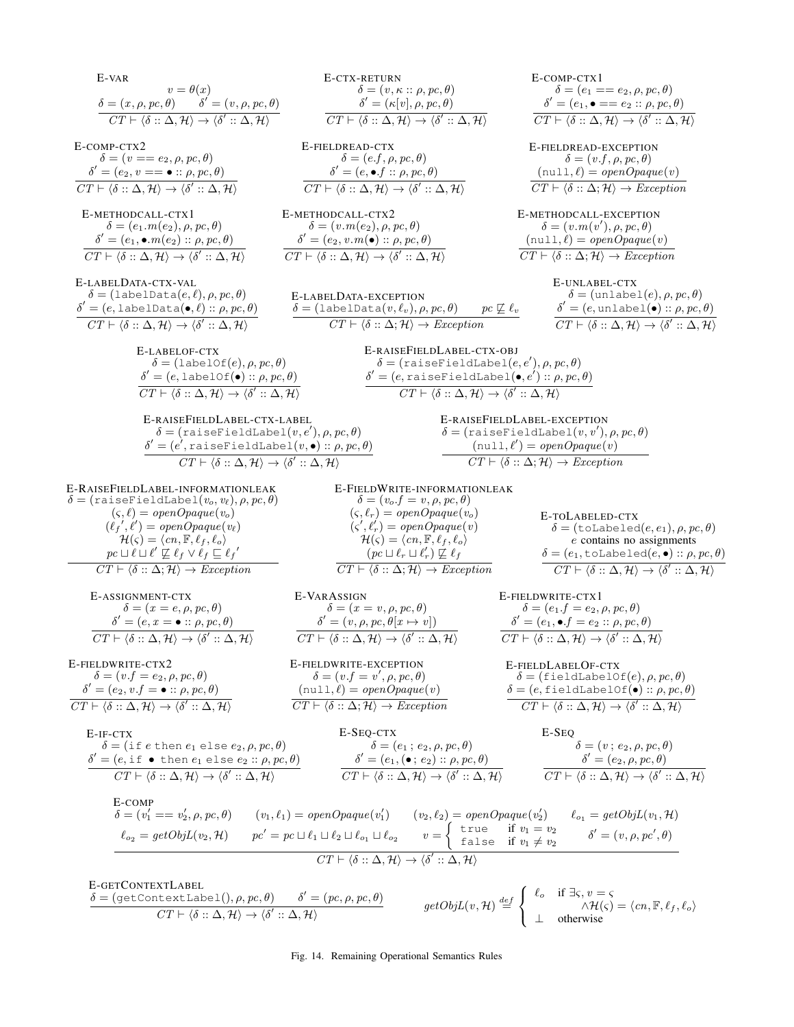E-VAR

$$\frac{v = \theta(x) \qquad \delta = (x, \rho, pc, \theta) \qquad \delta' = (v, \rho, pc, \theta)}{CT \vdash \langle \delta :: \Delta, \mathcal{H} \rangle \rightarrow \langle \delta' :: \Delta, \mathcal{H} \rangle}$$

E-CTX-RETURN

$$\frac{\delta = (v, \kappa :: \rho, pc, \theta) \qquad \delta' = (\kappa[v], \rho, pc, \theta)}{CT \vdash \langle \delta :: \Delta, \mathcal{H} \rangle \rightarrow \langle \delta' :: \Delta, \mathcal{H} \rangle}$$

E-COMP-CTX1

$$\frac{\delta = (e_1 == e_2, \rho, pc, \theta) \qquad \delta' = (e_1, \bullet == e_2 :: \rho, pc, \theta)}{CT \vdash \langle \delta :: \Delta, \mathcal{H} \rangle \rightarrow \langle \delta' :: \Delta, \mathcal{H} \rangle}$$

E-COMP-CTX2

$$\frac{\delta = (v == e_2, \rho, pc, \theta) \qquad \delta' = (e_2, v == \bullet :: \rho, pc, \theta)}{CT \vdash \langle \delta :: \Delta, \mathcal{H} \rangle \rightarrow \langle \delta' :: \Delta, \mathcal{H} \rangle}$$

E-FIELDREAD-CTX

$$\frac{\delta = (e.f, \rho, pc, \theta) \qquad \delta' = (e, \bullet.f :: \rho, pc, \theta)}{CT \vdash \langle \delta :: \Delta, \mathcal{H} \rangle \rightarrow \langle \delta' :: \Delta, \mathcal{H} \rangle}$$

E-FIELDREAD-EXCEPTION

$$\frac{\delta = (v.f, \rho, pc, \theta) \qquad (\texttt{null}, \ell) = \mathit{openOpaque}(v)}{CT \vdash \langle \delta :: \Delta; \mathcal{H} \rangle \rightarrow \mathit{Exception}}$$

E-METHODCALL-CTX1

$$\frac{\delta = (e_1.m(e_2), \rho, pc, \theta) \qquad \delta' = (e_1, \bullet.m(e_2) :: \rho, pc, \theta)}{CT \vdash \langle \delta :: \Delta, \mathcal{H} \rangle \rightarrow \langle \delta' :: \Delta, \mathcal{H} \rangle}$$

E-METHODCALL-CTX2

$$\frac{\delta = (v.m(e_2), \rho, pc, \theta) \qquad \delta' = (e_2, v.m(\bullet) :: \rho, pc, \theta)}{CT \vdash \langle \delta :: \Delta, \mathcal{H} \rangle \rightarrow \langle \delta' :: \Delta, \mathcal{H} \rangle}$$

E-METHODCALL-EXCEPTION

$$\frac{\delta = (v.m(v'), \rho, pc, \theta) \qquad (\texttt{null}, \ell) = \mathit{openOpaque}(v)}{CT \vdash \langle \delta :: \Delta; \mathcal{H} \rangle \rightarrow \mathit{Exception}}$$

E-LABELDATA-CTX-VAL

$$\frac{\delta = (\texttt{labelData}(e, \ell), \rho, pc, \theta) \qquad \delta' = (e, \texttt{labelData}(\bullet, \ell) :: \rho, pc, \theta)}{CT \vdash \langle \delta :: \Delta, \mathcal{H} \rangle \rightarrow \langle \delta' :: \Delta, \mathcal{H} \rangle}$$

E-LABELDATA-EXCEPTION

$$\frac{\delta = (\texttt{labelData}(v, \ell_v), \rho, pc, \theta) \qquad pc \not\sqsubseteq \ell_v}{CT \vdash \langle \delta :: \Delta; \mathcal{H} \rangle \rightarrow \mathit{Exception}}$$

E-UNLABEL-CTX

$$\frac{\delta = (\texttt{unlabel}(e), \rho, pc, \theta) \qquad \delta' = (e, \texttt{unlabel}(\bullet) :: \rho, pc, \theta)}{CT \vdash \langle \delta :: \Delta, \mathcal{H} \rangle \rightarrow \langle \delta' :: \Delta, \mathcal{H} \rangle}$$

E-LABELOF-CTX

$$\frac{\delta = (\texttt{labelOf}(e), \rho, pc, \theta) \qquad \delta' = (e, \texttt{labelOf}(\bullet) :: \rho, pc, \theta)}{CT \vdash \langle \delta :: \Delta, \mathcal{H} \rangle \rightarrow \langle \delta' :: \Delta, \mathcal{H} \rangle}$$

E-RAISEFIELDLABEL-CTX-OBJ

$$\frac{\delta = (\texttt{raiseFieldLabel}(e, e'), \rho, pc, \theta) \qquad \delta' = (e, \texttt{raiseFieldLabel}(\bullet, e') :: \rho, pc, \theta)}{CT \vdash \langle \delta :: \Delta, \mathcal{H} \rangle \rightarrow \langle \delta' :: \Delta, \mathcal{H} \rangle}$$

E-RAISEFIELDLABEL-CTX-LABEL

$$\frac{\delta = (\texttt{raiseFieldLabel}(v, e'), \rho, pc, \theta) \qquad \delta' = (e', \texttt{raiseFieldLabel}(v, \bullet) :: \rho, pc, \theta)}{CT \vdash \langle \delta :: \Delta, \mathcal{H} \rangle \rightarrow \langle \delta' :: \Delta, \mathcal{H} \rangle}$$

E-RAISEFIELDLABEL-EXCEPTION

$$\frac{\delta = (\texttt{raiseFieldLabel}(v, v'), \rho, pc, \theta) \qquad (\texttt{null}, \ell') = \mathit{openOpaque}(v)}{CT \vdash \langle \delta :: \Delta; \mathcal{H} \rangle \rightarrow \mathit{Exception}}$$

E-RAISEFIELDLABEL-INFORMATIONLEAK

$$\frac{\begin{array}{c}\delta = (\texttt{raiseFieldLabel}(v_o, v_\ell), \rho, pc, \theta) \\ (\varsigma, \ell) = \mathit{openOpaque}(v_o) \\ ({\ell_f}', \ell') = \mathit{openOpaque}(v_\ell) \\ \mathcal{H}(\varsigma) = \langle cn, \mathbb{F}, \ell_f, \ell_o \rangle \\ pc \sqcup \ell \sqcup \ell' \not\sqsubseteq \ell_f \lor \ell_f \sqsubseteq {\ell_f}'\end{array}}{CT \vdash \langle \delta :: \Delta; \mathcal{H} \rangle \rightarrow \mathit{Exception}}$$

E-FIELDWRITE-INFORMATIONLEAK

$$\frac{\begin{array}{c}\delta = (v_o.f = v, \rho, pc, \theta) \\ (\varsigma, \ell_r) = \mathit{openOpaque}(v_o) \\ (\varsigma', \ell_r') = \mathit{openOpaque}(v) \\ \mathcal{H}(\varsigma) = \langle cn, \mathbb{F}, \ell_f, \ell_o \rangle \\ (pc \sqcup \ell_r \sqcup \ell_r') \not\sqsubseteq \ell_f\end{array}}{CT \vdash \langle \delta :: \Delta; \mathcal{H} \rangle \rightarrow \mathit{Exception}}$$

E-TOLABELED-CTX

$$\frac{\begin{array}{c}\delta = (\texttt{toLabeled}(e, e_1), \rho, pc, \theta) \\ e \text{ contains no assignments} \\ \delta = (e_1, \texttt{toLabeled}(e, \bullet) :: \rho, pc, \theta)\end{array}}{CT \vdash \langle \delta :: \Delta, \mathcal{H} \rangle \rightarrow \langle \delta' :: \Delta, \mathcal{H} \rangle}$$

E-ASSIGNMENT-CTX

$$\frac{\delta = (x = e, \rho, pc, \theta) \qquad \delta' = (e, x = \bullet :: \rho, pc, \theta)}{CT \vdash \langle \delta :: \Delta, \mathcal{H} \rangle \rightarrow \langle \delta' :: \Delta, \mathcal{H} \rangle}$$

E-VARASSIGN

$$\frac{\delta = (x = v, \rho, pc, \theta) \qquad \delta' = (v, \rho, pc, \theta[x \mapsto v])}{CT \vdash \langle \delta :: \Delta, \mathcal{H} \rangle \rightarrow \langle \delta' :: \Delta, \mathcal{H} \rangle}$$

E-FIELDWRITE-CTX1

$$\frac{\delta = (e_1.f = e_2, \rho, pc, \theta) \qquad \delta' = (e_1, \bullet.f = e_2 :: \rho, pc, \theta)}{CT \vdash \langle \delta :: \Delta, \mathcal{H} \rangle \rightarrow \langle \delta' :: \Delta, \mathcal{H} \rangle}$$

E-FIELDWRITE-CTX2

$$\frac{\delta = (v.f = e_2, \rho, pc, \theta) \qquad \delta' = (e_2, v.f = \bullet :: \rho, pc, \theta)}{CT \vdash \langle \delta :: \Delta, \mathcal{H} \rangle \rightarrow \langle \delta' :: \Delta, \mathcal{H} \rangle}$$

E-FIELDWRITE-EXCEPTION

$$\frac{\delta = (v.f = v', \rho, pc, \theta) \qquad (\texttt{null}, \ell) = \mathit{openOpaque}(v)}{CT \vdash \langle \delta :: \Delta; \mathcal{H} \rangle \rightarrow \mathit{Exception}}$$

E-FIELDLABELOF-CTX

$$\frac{\delta = (\texttt{fieldLabelOf}(e), \rho, pc, \theta) \qquad \delta = (e, \texttt{fieldLabelOf}(\bullet) :: \rho, pc, \theta)}{CT \vdash \langle \delta :: \Delta, \mathcal{H} \rangle \rightarrow \langle \delta' :: \Delta, \mathcal{H} \rangle}$$

E-IF-CTX

$$\frac{\delta = (\texttt{if } e \texttt{ then } e_1 \texttt{ else } e_2, \rho, pc, \theta) \qquad \delta' = (e, \texttt{if } \bullet \texttt{ then } e_1 \texttt{ else } e_2 :: \rho, pc, \theta)}{CT \vdash \langle \delta :: \Delta, \mathcal{H} \rangle \rightarrow \langle \delta' :: \Delta, \mathcal{H} \rangle}$$

E-SEQ-CTX

$$\frac{\delta = (e_1 \,;\, e_2, \rho, pc, \theta) \qquad \delta' = (e_1, (\bullet \,;\, e_2) :: \rho, pc, \theta)}{CT \vdash \langle \delta :: \Delta, \mathcal{H} \rangle \rightarrow \langle \delta' :: \Delta, \mathcal{H} \rangle}$$

E-SEQ

$$\frac{\delta = (v \,;\, e_2, \rho, pc, \theta) \qquad \delta' = (e_2, \rho, pc, \theta)}{CT \vdash \langle \delta :: \Delta, \mathcal{H} \rangle \rightarrow \langle \delta' :: \Delta, \mathcal{H} \rangle}$$

E-COMP

$$\frac{\begin{array}{c}\delta = (v_1' == v_2', \rho, pc, \theta) \qquad (v_1, \ell_1) = \mathit{openOpaque}(v_1') \qquad (v_2, \ell_2) = \mathit{openOpaque}(v_2') \qquad \ell_{o_1} = \mathit{getObjL}(v_1, \mathcal{H}) \\ \ell_{o_2} = \mathit{getObjL}(v_2, \mathcal{H}) \qquad pc' = pc \sqcup \ell_1 \sqcup \ell_2 \sqcup \ell_{o_1} \sqcup \ell_{o_2} \qquad v = \begin{cases} \texttt{true} & \text{if } v_1 = v_2 \\ \texttt{false} & \text{if } v_1 \neq v_2 \end{cases} \qquad \delta' = (v, \rho, pc', \theta)\end{array}}{CT \vdash \langle \delta :: \Delta, \mathcal{H} \rangle \rightarrow \langle \delta' :: \Delta, \mathcal{H} \rangle}$$

E-GETCONTEXTLABEL

$$\frac{\delta = (\texttt{getContextLabel}(), \rho, pc, \theta) \qquad \delta' = (pc, \rho, pc, \theta)}{CT \vdash \langle \delta :: \Delta, \mathcal{H} \rangle \rightarrow \langle \delta' :: \Delta, \mathcal{H} \rangle}$$

$$\mathit{getObjL}(v, \mathcal{H}) \stackrel{def}{=} \begin{cases} \ell_o & \text{if } \exists \varsigma, v = \varsigma \\ & \quad \land \mathcal{H}(\varsigma) = \langle cn, \mathbb{F}, \ell_f, \ell_o \rangle \\ \bot & \text{otherwise} \end{cases}$$

Fig. 14. Remaining Operational Semantics Rules